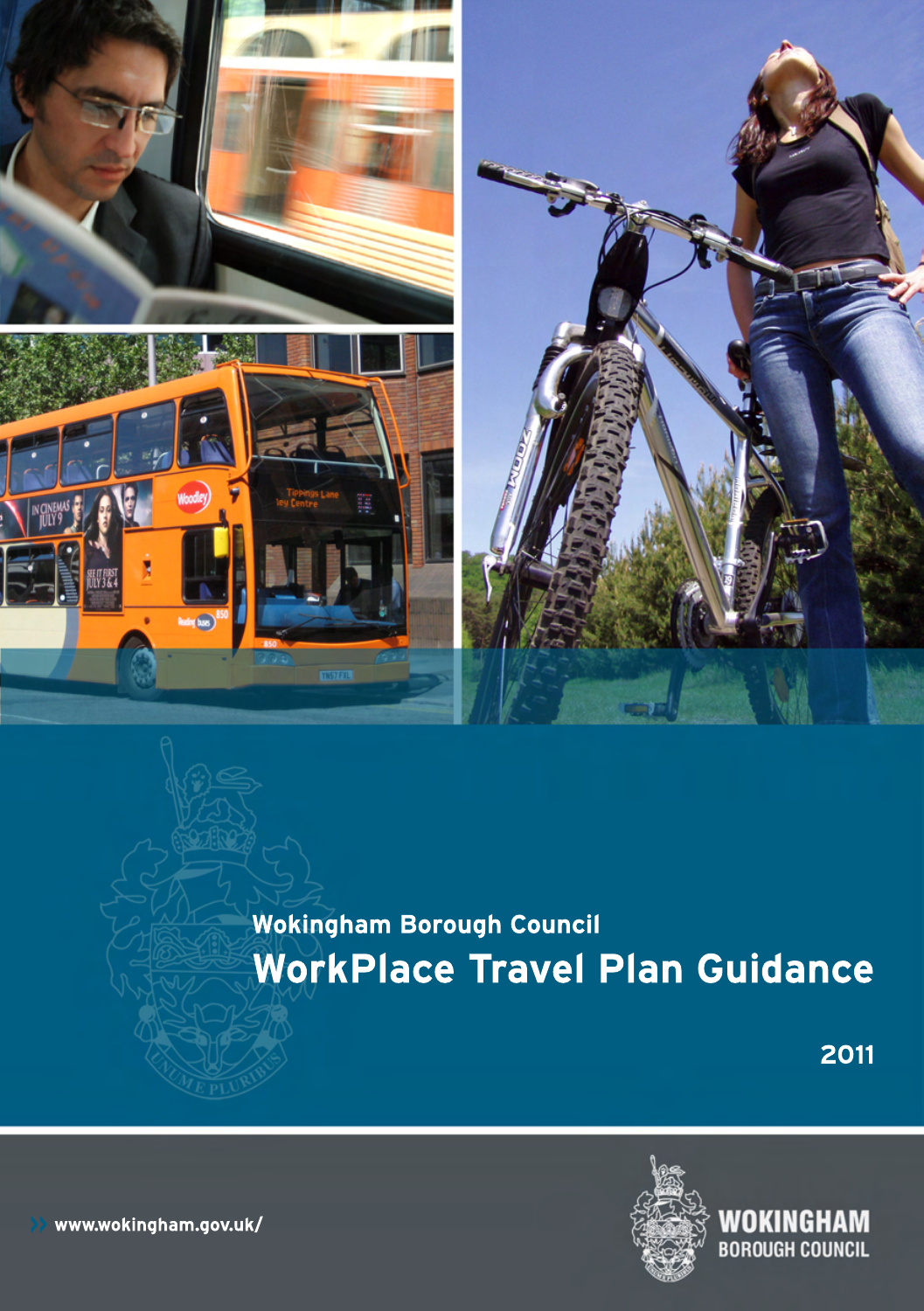Wokingham Borough Council

# WorkPlace Travel Plan Guidance

2011

www.wokingham.gov.uk/

WOKINGHAM BOROUGH COUNCIL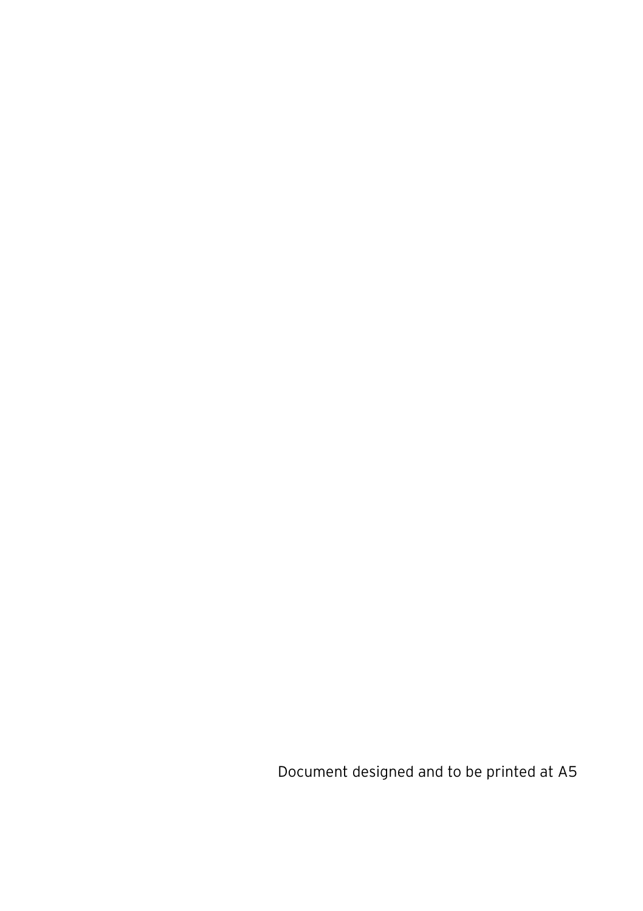Document designed and to be printed at A5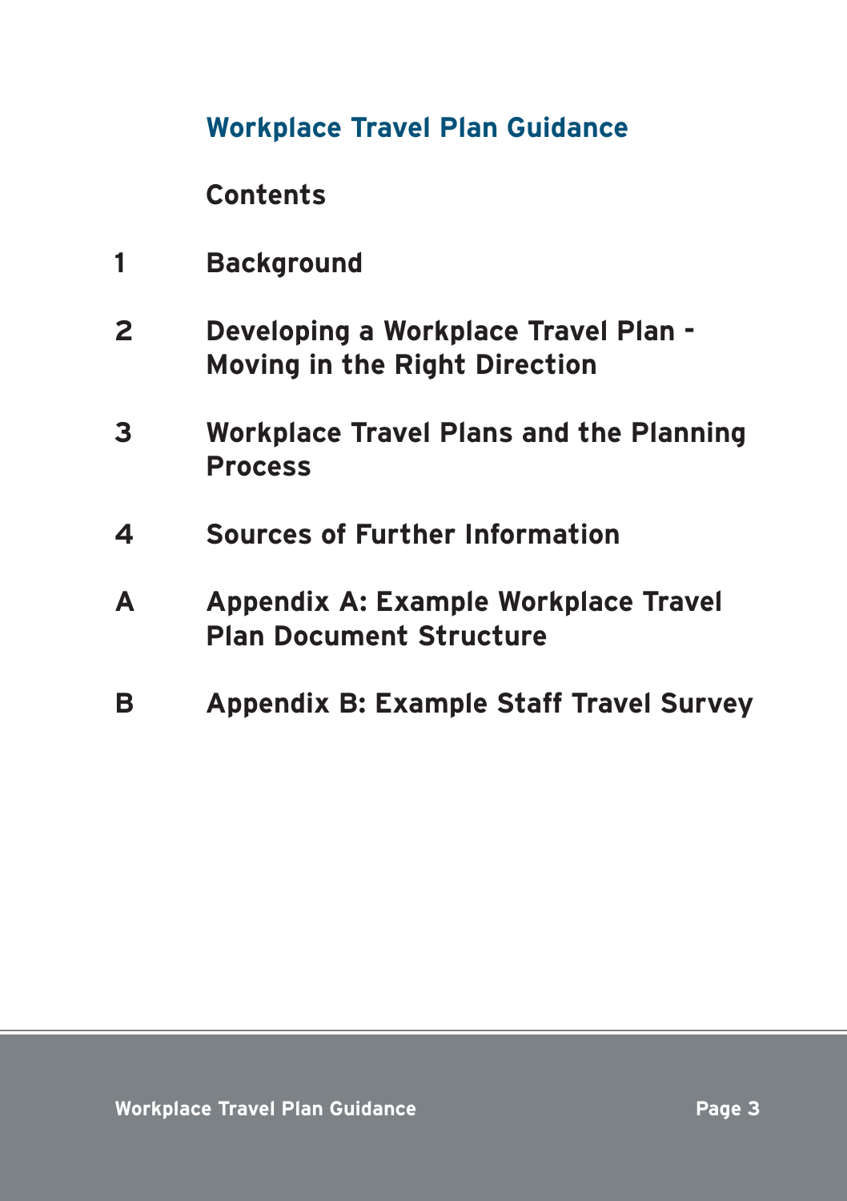# Workplace Travel Plan Guidance

## Contents

| | |
|---|---|
| **1** | **Background** |
| **2** | **Developing a Workplace Travel Plan - Moving in the Right Direction** |
| **3** | **Workplace Travel Plans and the Planning Process** |
| **4** | **Sources of Further Information** |
| **A** | **Appendix A: Example Workplace Travel Plan Document Structure** |
| **B** | **Appendix B: Example Staff Travel Survey** |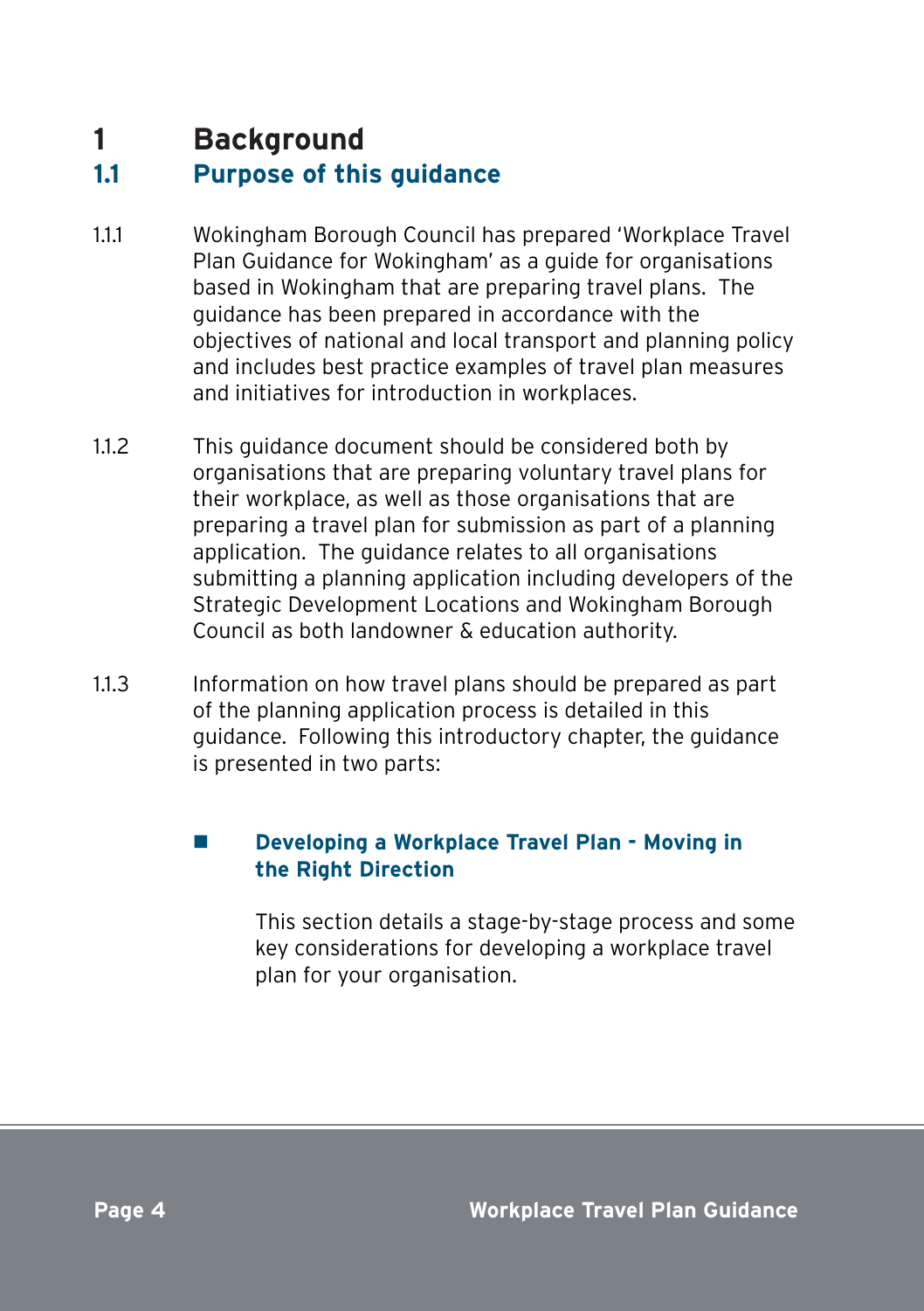# 1 Background

## 1.1 Purpose of this guidance

1.1.1 Wokingham Borough Council has prepared 'Workplace Travel Plan Guidance for Wokingham' as a guide for organisations based in Wokingham that are preparing travel plans. The guidance has been prepared in accordance with the objectives of national and local transport and planning policy and includes best practice examples of travel plan measures and initiatives for introduction in workplaces.

1.1.2 This guidance document should be considered both by organisations that are preparing voluntary travel plans for their workplace, as well as those organisations that are preparing a travel plan for submission as part of a planning application. The guidance relates to all organisations submitting a planning application including developers of the Strategic Development Locations and Wokingham Borough Council as both landowner & education authority.

1.1.3 Information on how travel plans should be prepared as part of the planning application process is detailed in this guidance. Following this introductory chapter, the guidance is presented in two parts:

- **Developing a Workplace Travel Plan - Moving in the Right Direction**

  This section details a stage-by-stage process and some key considerations for developing a workplace travel plan for your organisation.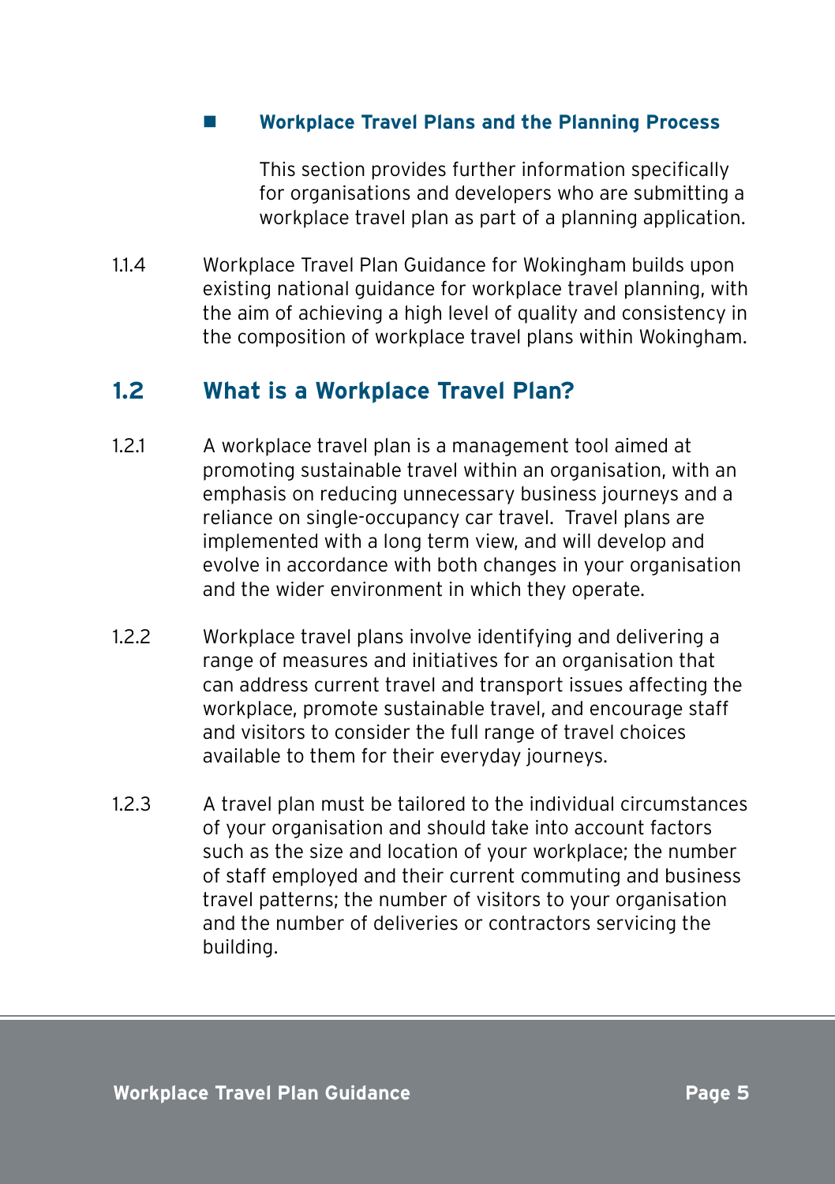- **Workplace Travel Plans and the Planning Process**

  This section provides further information specifically for organisations and developers who are submitting a workplace travel plan as part of a planning application.

1.1.4 Workplace Travel Plan Guidance for Wokingham builds upon existing national guidance for workplace travel planning, with the aim of achieving a high level of quality and consistency in the composition of workplace travel plans within Wokingham.

## 1.2 What is a Workplace Travel Plan?

1.2.1 A workplace travel plan is a management tool aimed at promoting sustainable travel within an organisation, with an emphasis on reducing unnecessary business journeys and a reliance on single-occupancy car travel. Travel plans are implemented with a long term view, and will develop and evolve in accordance with both changes in your organisation and the wider environment in which they operate.

1.2.2 Workplace travel plans involve identifying and delivering a range of measures and initiatives for an organisation that can address current travel and transport issues affecting the workplace, promote sustainable travel, and encourage staff and visitors to consider the full range of travel choices available to them for their everyday journeys.

1.2.3 A travel plan must be tailored to the individual circumstances of your organisation and should take into account factors such as the size and location of your workplace; the number of staff employed and their current commuting and business travel patterns; the number of visitors to your organisation and the number of deliveries or contractors servicing the building.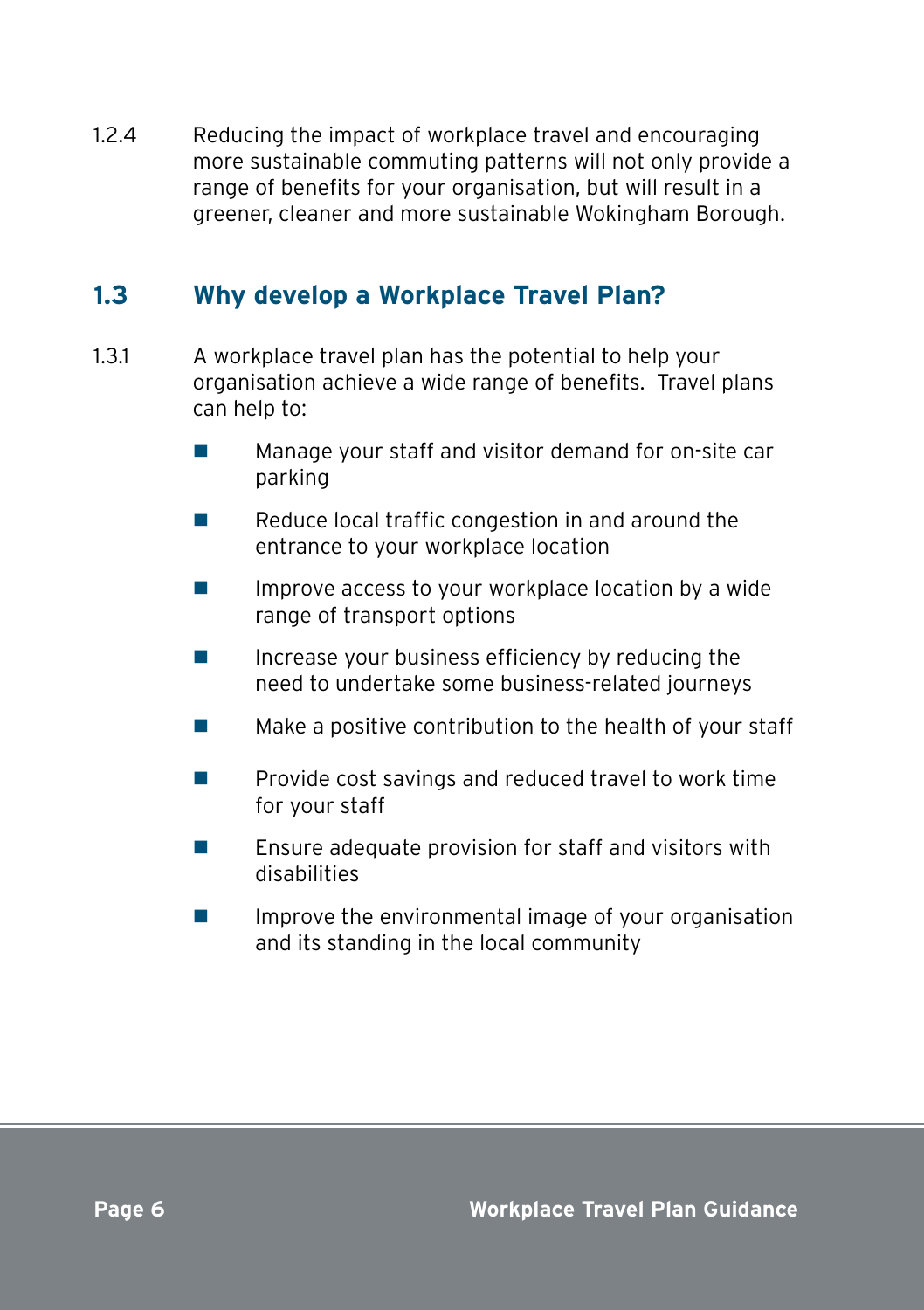1.2.4 Reducing the impact of workplace travel and encouraging more sustainable commuting patterns will not only provide a range of benefits for your organisation, but will result in a greener, cleaner and more sustainable Wokingham Borough.

## 1.3 Why develop a Workplace Travel Plan?

1.3.1 A workplace travel plan has the potential to help your organisation achieve a wide range of benefits. Travel plans can help to:

- Manage your staff and visitor demand for on-site car parking
- Reduce local traffic congestion in and around the entrance to your workplace location
- Improve access to your workplace location by a wide range of transport options
- Increase your business efficiency by reducing the need to undertake some business-related journeys
- Make a positive contribution to the health of your staff
- Provide cost savings and reduced travel to work time for your staff
- Ensure adequate provision for staff and visitors with disabilities
- Improve the environmental image of your organisation and its standing in the local community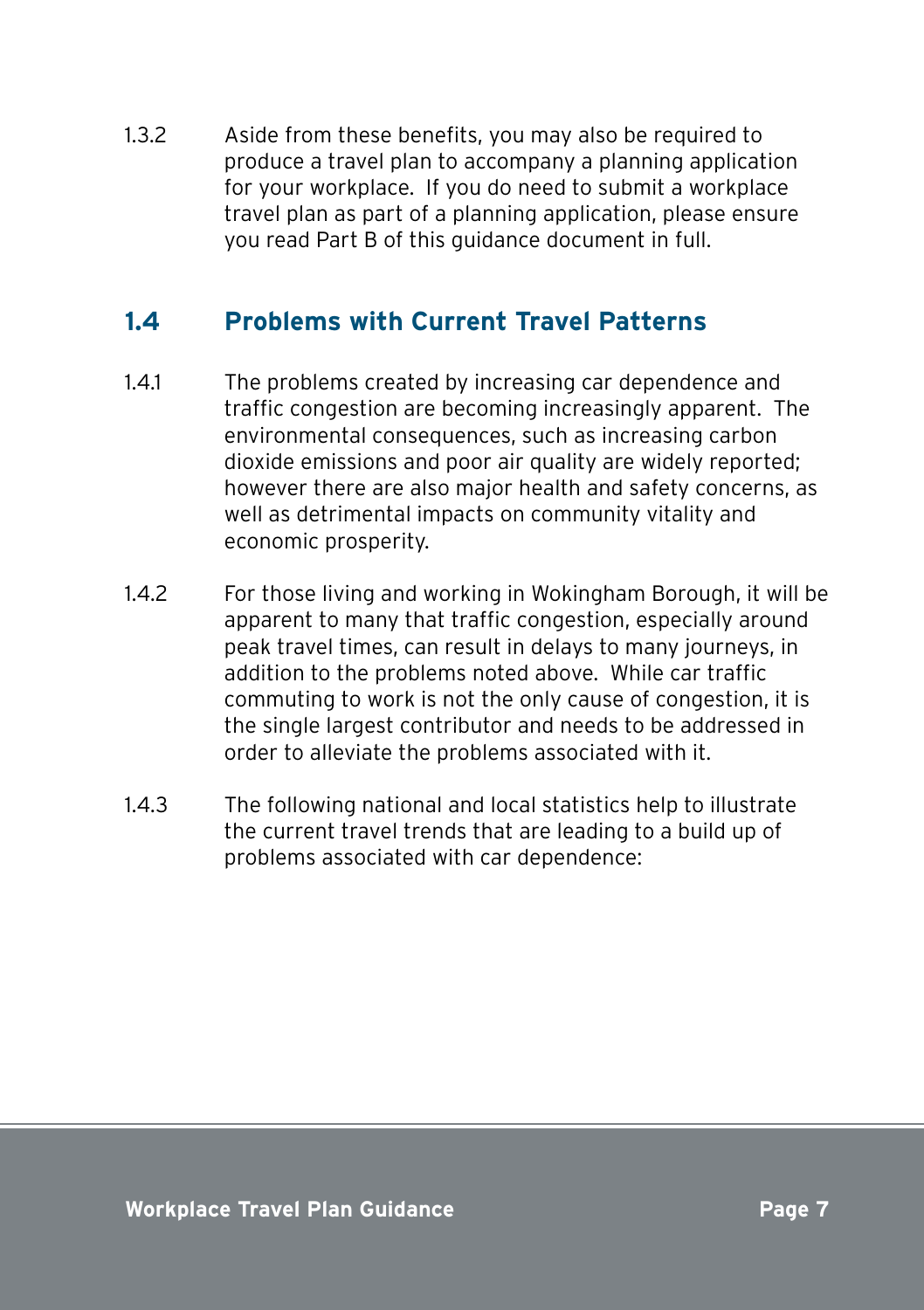1.3.2 Aside from these benefits, you may also be required to produce a travel plan to accompany a planning application for your workplace. If you do need to submit a workplace travel plan as part of a planning application, please ensure you read Part B of this guidance document in full.

## 1.4 Problems with Current Travel Patterns

1.4.1 The problems created by increasing car dependence and traffic congestion are becoming increasingly apparent. The environmental consequences, such as increasing carbon dioxide emissions and poor air quality are widely reported; however there are also major health and safety concerns, as well as detrimental impacts on community vitality and economic prosperity.

1.4.2 For those living and working in Wokingham Borough, it will be apparent to many that traffic congestion, especially around peak travel times, can result in delays to many journeys, in addition to the problems noted above. While car traffic commuting to work is not the only cause of congestion, it is the single largest contributor and needs to be addressed in order to alleviate the problems associated with it.

1.4.3 The following national and local statistics help to illustrate the current travel trends that are leading to a build up of problems associated with car dependence: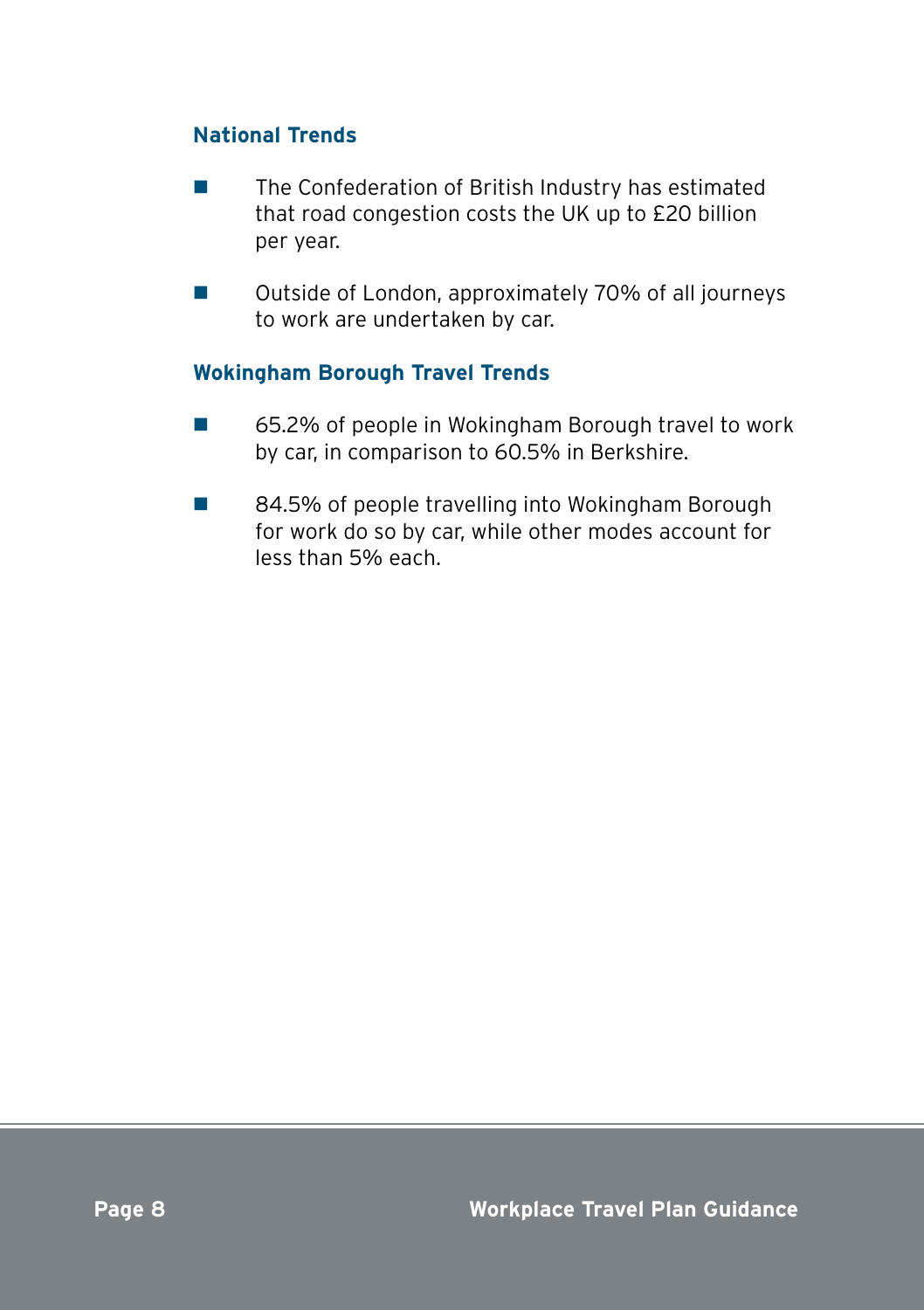### National Trends

- The Confederation of British Industry has estimated that road congestion costs the UK up to £20 billion per year.
- Outside of London, approximately 70% of all journeys to work are undertaken by car.

### Wokingham Borough Travel Trends

- 65.2% of people in Wokingham Borough travel to work by car, in comparison to 60.5% in Berkshire.
- 84.5% of people travelling into Wokingham Borough for work do so by car, while other modes account for less than 5% each.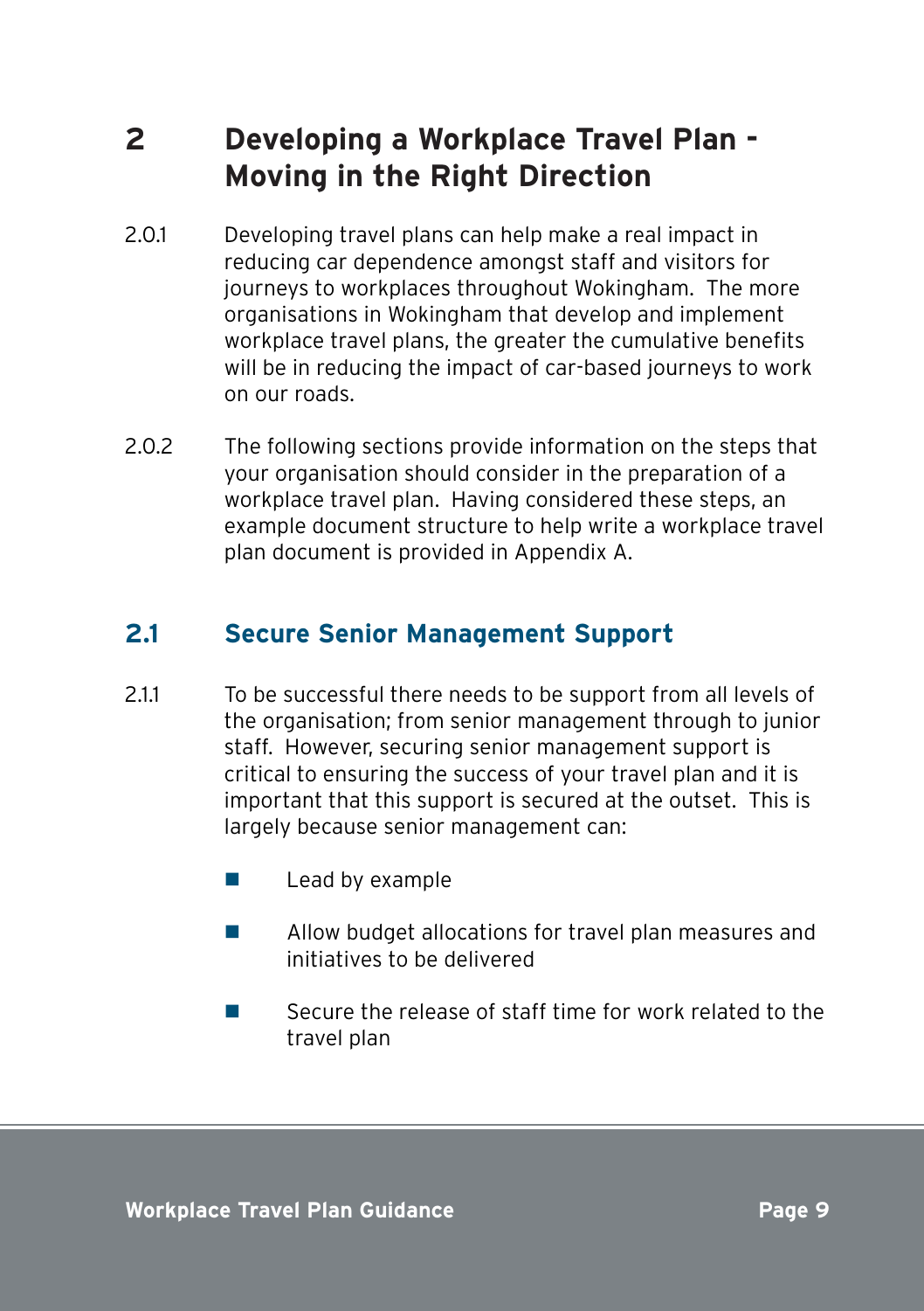# 2 Developing a Workplace Travel Plan - Moving in the Right Direction

2.0.1 Developing travel plans can help make a real impact in reducing car dependence amongst staff and visitors for journeys to workplaces throughout Wokingham. The more organisations in Wokingham that develop and implement workplace travel plans, the greater the cumulative benefits will be in reducing the impact of car-based journeys to work on our roads.

2.0.2 The following sections provide information on the steps that your organisation should consider in the preparation of a workplace travel plan. Having considered these steps, an example document structure to help write a workplace travel plan document is provided in Appendix A.

## 2.1 Secure Senior Management Support

2.1.1 To be successful there needs to be support from all levels of the organisation; from senior management through to junior staff. However, securing senior management support is critical to ensuring the success of your travel plan and it is important that this support is secured at the outset. This is largely because senior management can:

- Lead by example
- Allow budget allocations for travel plan measures and initiatives to be delivered
- Secure the release of staff time for work related to the travel plan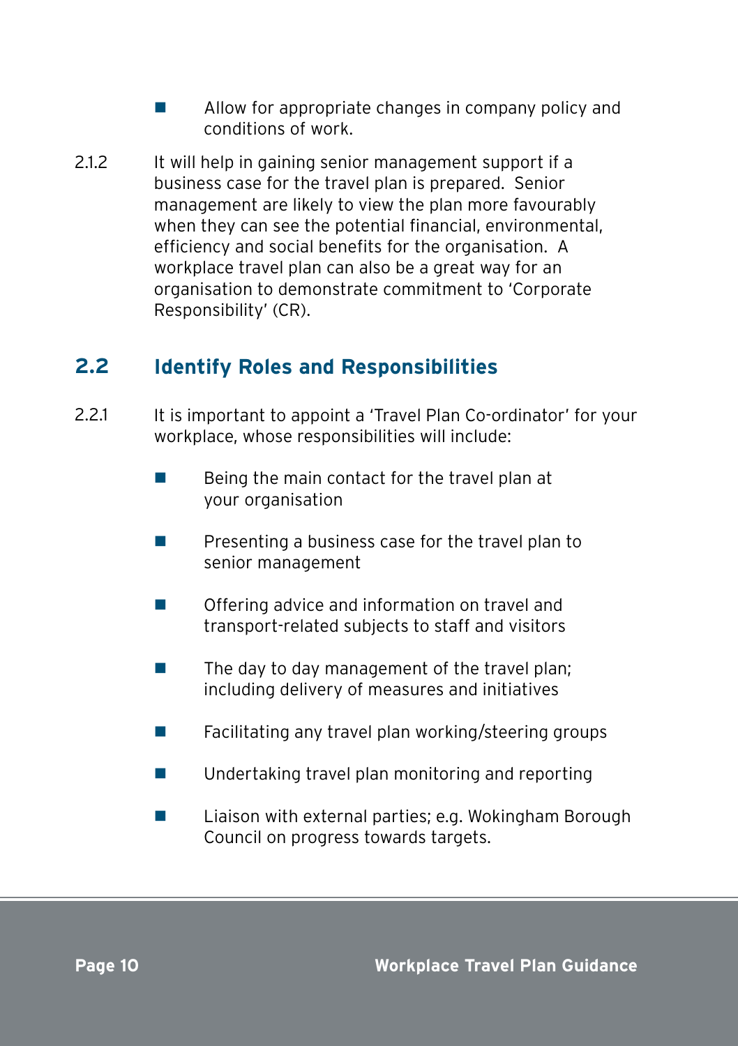- Allow for appropriate changes in company policy and conditions of work.

2.1.2 It will help in gaining senior management support if a business case for the travel plan is prepared. Senior management are likely to view the plan more favourably when they can see the potential financial, environmental, efficiency and social benefits for the organisation. A workplace travel plan can also be a great way for an organisation to demonstrate commitment to 'Corporate Responsibility' (CR).

## 2.2 Identify Roles and Responsibilities

2.2.1 It is important to appoint a 'Travel Plan Co-ordinator' for your workplace, whose responsibilities will include:

- Being the main contact for the travel plan at your organisation
- Presenting a business case for the travel plan to senior management
- Offering advice and information on travel and transport-related subjects to staff and visitors
- The day to day management of the travel plan; including delivery of measures and initiatives
- Facilitating any travel plan working/steering groups
- Undertaking travel plan monitoring and reporting
- Liaison with external parties; e.g. Wokingham Borough Council on progress towards targets.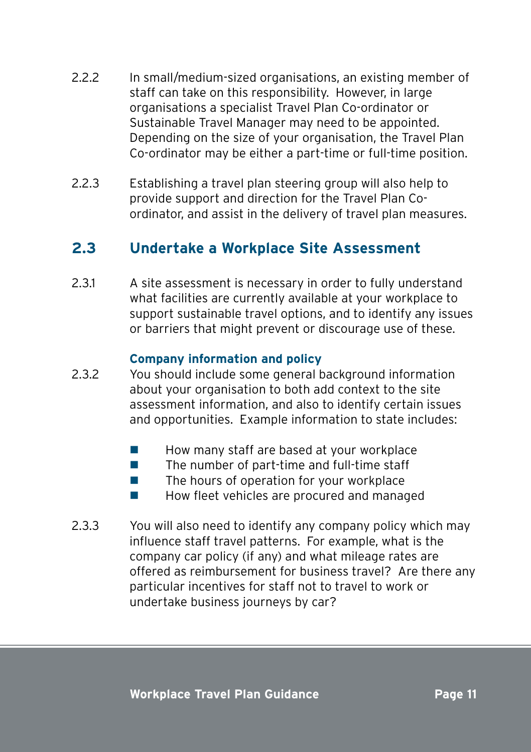2.2.2 In small/medium-sized organisations, an existing member of staff can take on this responsibility. However, in large organisations a specialist Travel Plan Co-ordinator or Sustainable Travel Manager may need to be appointed. Depending on the size of your organisation, the Travel Plan Co-ordinator may be either a part-time or full-time position.

2.2.3 Establishing a travel plan steering group will also help to provide support and direction for the Travel Plan Co-ordinator, and assist in the delivery of travel plan measures.

## 2.3 Undertake a Workplace Site Assessment

2.3.1 A site assessment is necessary in order to fully understand what facilities are currently available at your workplace to support sustainable travel options, and to identify any issues or barriers that might prevent or discourage use of these.

### Company information and policy

2.3.2 You should include some general background information about your organisation to both add context to the site assessment information, and also to identify certain issues and opportunities. Example information to state includes:

- How many staff are based at your workplace
- The number of part-time and full-time staff
- The hours of operation for your workplace
- How fleet vehicles are procured and managed

2.3.3 You will also need to identify any company policy which may influence staff travel patterns. For example, what is the company car policy (if any) and what mileage rates are offered as reimbursement for business travel? Are there any particular incentives for staff not to travel to work or undertake business journeys by car?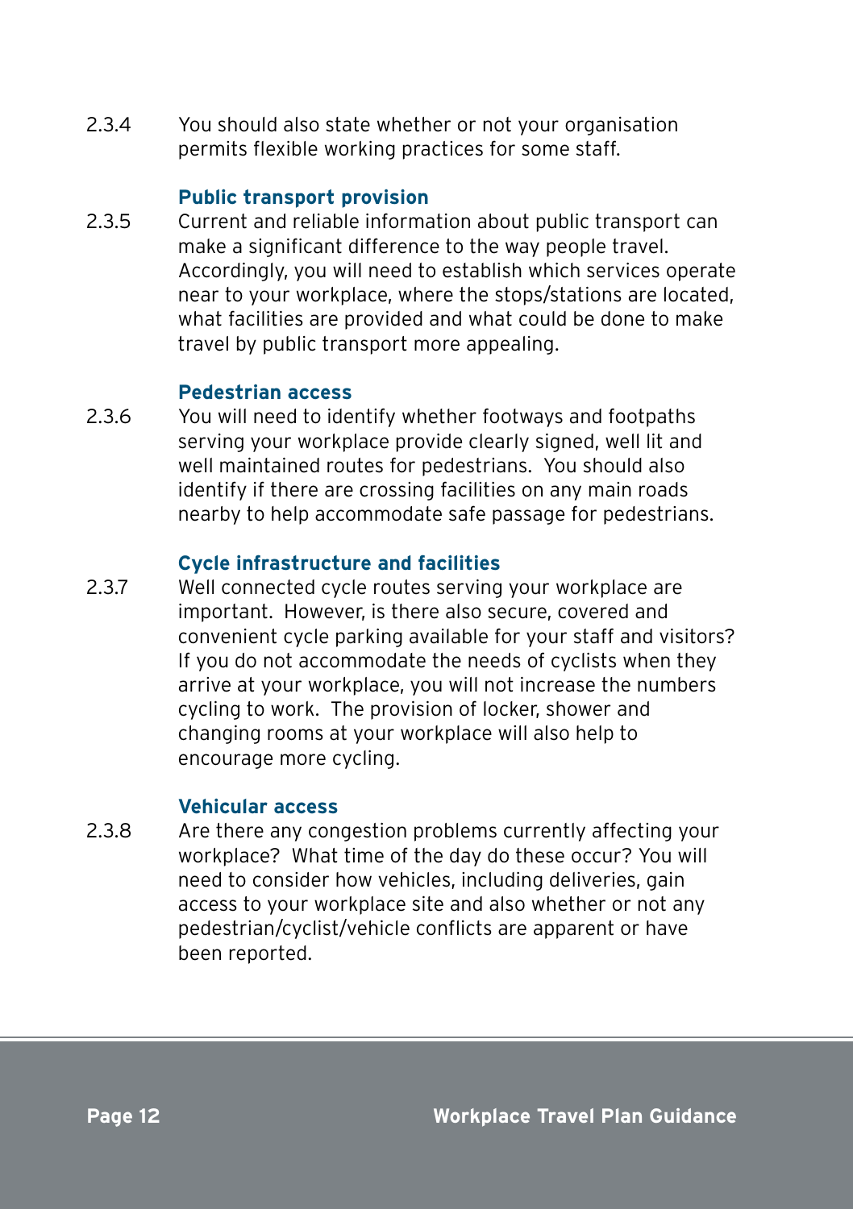2.3.4 You should also state whether or not your organisation permits flexible working practices for some staff.

### Public transport provision

2.3.5 Current and reliable information about public transport can make a significant difference to the way people travel. Accordingly, you will need to establish which services operate near to your workplace, where the stops/stations are located, what facilities are provided and what could be done to make travel by public transport more appealing.

### Pedestrian access

2.3.6 You will need to identify whether footways and footpaths serving your workplace provide clearly signed, well lit and well maintained routes for pedestrians. You should also identify if there are crossing facilities on any main roads nearby to help accommodate safe passage for pedestrians.

### Cycle infrastructure and facilities

2.3.7 Well connected cycle routes serving your workplace are important. However, is there also secure, covered and convenient cycle parking available for your staff and visitors? If you do not accommodate the needs of cyclists when they arrive at your workplace, you will not increase the numbers cycling to work. The provision of locker, shower and changing rooms at your workplace will also help to encourage more cycling.

### Vehicular access

2.3.8 Are there any congestion problems currently affecting your workplace? What time of the day do these occur? You will need to consider how vehicles, including deliveries, gain access to your workplace site and also whether or not any pedestrian/cyclist/vehicle conflicts are apparent or have been reported.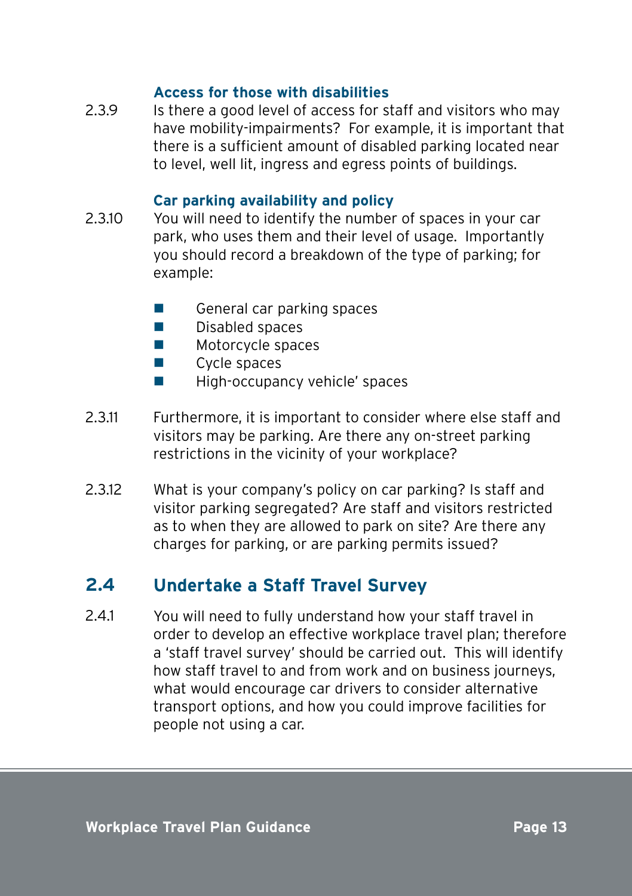### Access for those with disabilities

2.3.9 Is there a good level of access for staff and visitors who may have mobility-impairments? For example, it is important that there is a sufficient amount of disabled parking located near to level, well lit, ingress and egress points of buildings.

### Car parking availability and policy

2.3.10 You will need to identify the number of spaces in your car park, who uses them and their level of usage. Importantly you should record a breakdown of the type of parking; for example:

- General car parking spaces
- Disabled spaces
- Motorcycle spaces
- Cycle spaces
- High-occupancy vehicle' spaces

2.3.11 Furthermore, it is important to consider where else staff and visitors may be parking. Are there any on-street parking restrictions in the vicinity of your workplace?

2.3.12 What is your company's policy on car parking? Is staff and visitor parking segregated? Are staff and visitors restricted as to when they are allowed to park on site? Are there any charges for parking, or are parking permits issued?

## 2.4 Undertake a Staff Travel Survey

2.4.1 You will need to fully understand how your staff travel in order to develop an effective workplace travel plan; therefore a 'staff travel survey' should be carried out. This will identify how staff travel to and from work and on business journeys, what would encourage car drivers to consider alternative transport options, and how you could improve facilities for people not using a car.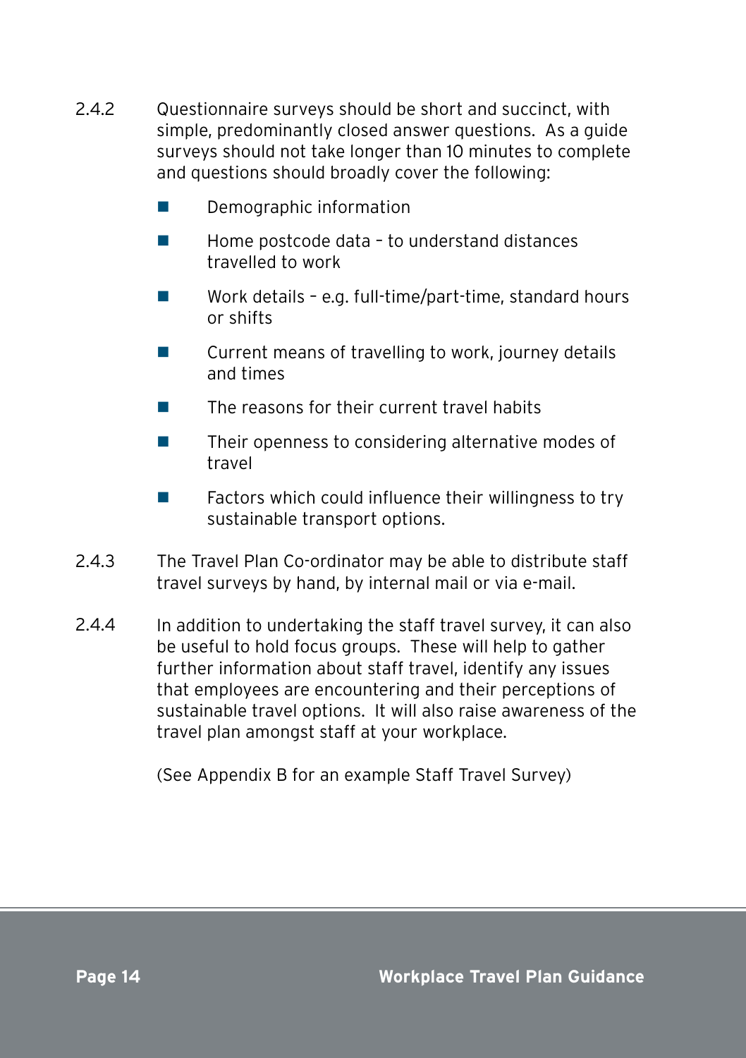2.4.2 Questionnaire surveys should be short and succinct, with simple, predominantly closed answer questions. As a guide surveys should not take longer than 10 minutes to complete and questions should broadly cover the following:

- Demographic information
- Home postcode data – to understand distances travelled to work
- Work details – e.g. full-time/part-time, standard hours or shifts
- Current means of travelling to work, journey details and times
- The reasons for their current travel habits
- Their openness to considering alternative modes of travel
- Factors which could influence their willingness to try sustainable transport options.

2.4.3 The Travel Plan Co-ordinator may be able to distribute staff travel surveys by hand, by internal mail or via e-mail.

2.4.4 In addition to undertaking the staff travel survey, it can also be useful to hold focus groups. These will help to gather further information about staff travel, identify any issues that employees are encountering and their perceptions of sustainable travel options. It will also raise awareness of the travel plan amongst staff at your workplace.

(See Appendix B for an example Staff Travel Survey)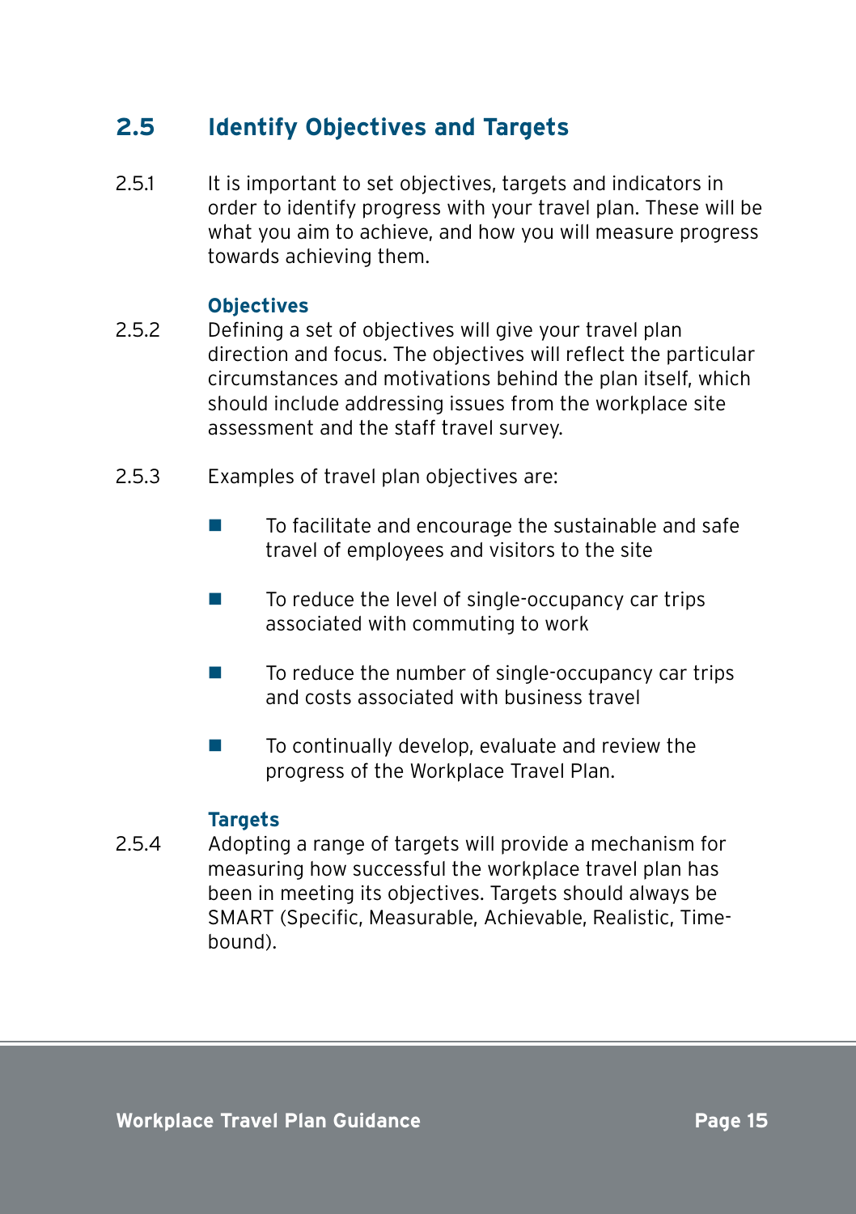## 2.5 Identify Objectives and Targets

2.5.1 It is important to set objectives, targets and indicators in order to identify progress with your travel plan. These will be what you aim to achieve, and how you will measure progress towards achieving them.

### Objectives

2.5.2 Defining a set of objectives will give your travel plan direction and focus. The objectives will reflect the particular circumstances and motivations behind the plan itself, which should include addressing issues from the workplace site assessment and the staff travel survey.

2.5.3 Examples of travel plan objectives are:

- To facilitate and encourage the sustainable and safe travel of employees and visitors to the site
- To reduce the level of single-occupancy car trips associated with commuting to work
- To reduce the number of single-occupancy car trips and costs associated with business travel
- To continually develop, evaluate and review the progress of the Workplace Travel Plan.

### Targets

2.5.4 Adopting a range of targets will provide a mechanism for measuring how successful the workplace travel plan has been in meeting its objectives. Targets should always be SMART (Specific, Measurable, Achievable, Realistic, Time-bound).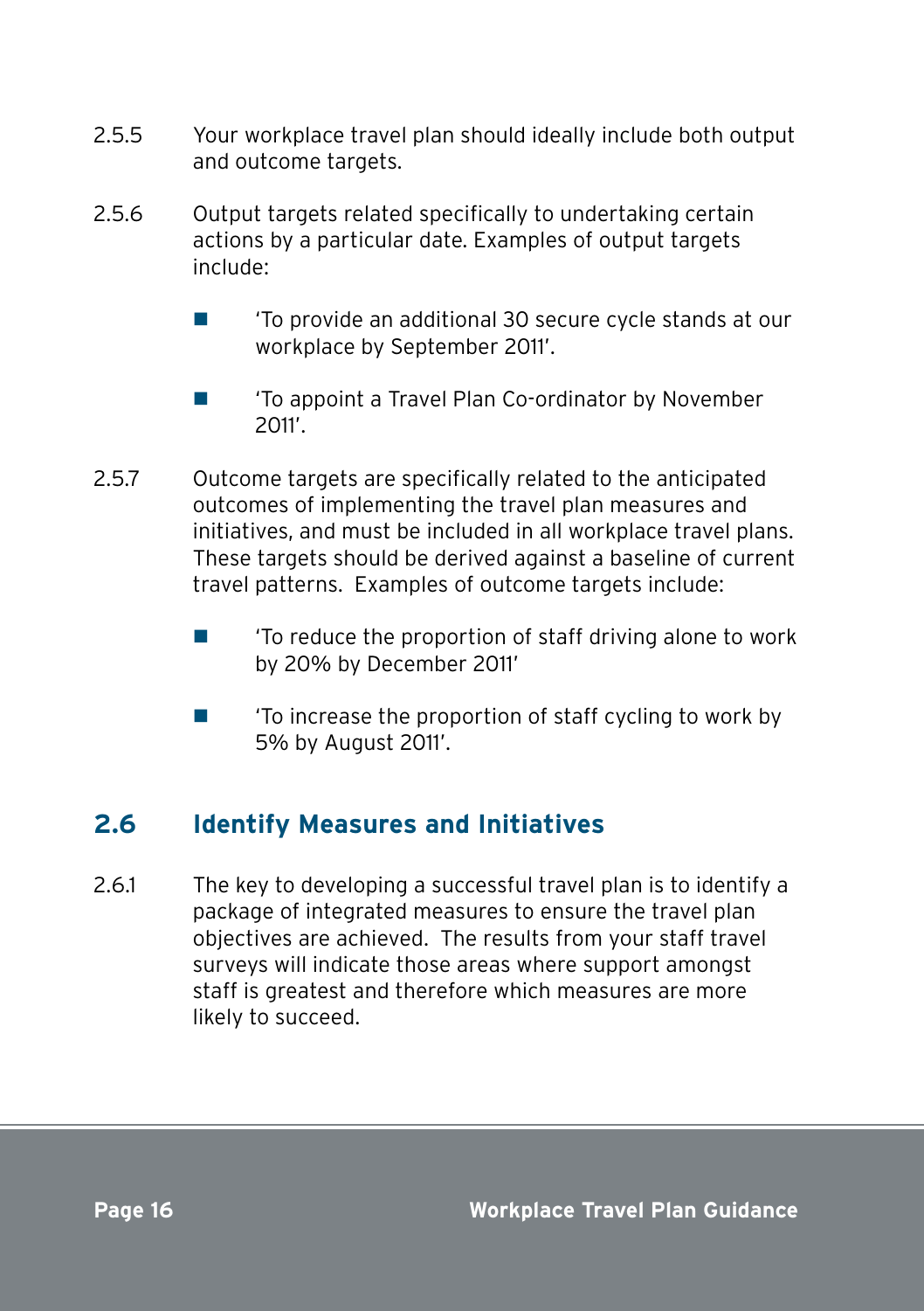2.5.5 Your workplace travel plan should ideally include both output and outcome targets.

2.5.6 Output targets related specifically to undertaking certain actions by a particular date. Examples of output targets include:

- 'To provide an additional 30 secure cycle stands at our workplace by September 2011'.
- 'To appoint a Travel Plan Co-ordinator by November 2011'.

2.5.7 Outcome targets are specifically related to the anticipated outcomes of implementing the travel plan measures and initiatives, and must be included in all workplace travel plans. These targets should be derived against a baseline of current travel patterns. Examples of outcome targets include:

- 'To reduce the proportion of staff driving alone to work by 20% by December 2011'
- 'To increase the proportion of staff cycling to work by 5% by August 2011'.

## 2.6 Identify Measures and Initiatives

2.6.1 The key to developing a successful travel plan is to identify a package of integrated measures to ensure the travel plan objectives are achieved. The results from your staff travel surveys will indicate those areas where support amongst staff is greatest and therefore which measures are more likely to succeed.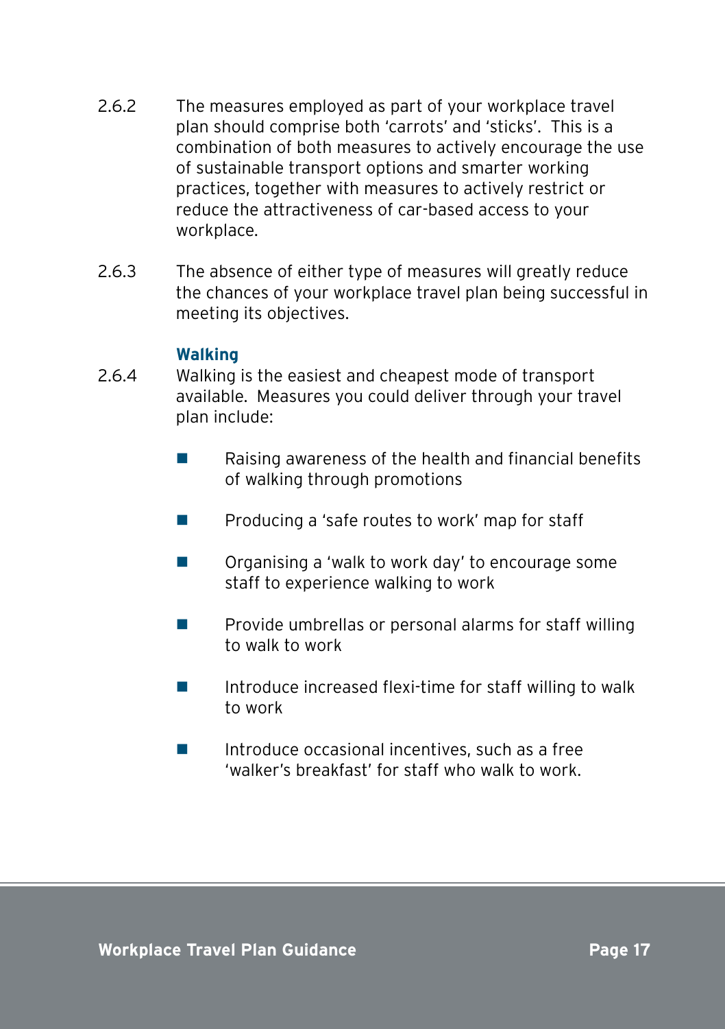2.6.2 The measures employed as part of your workplace travel plan should comprise both 'carrots' and 'sticks'. This is a combination of both measures to actively encourage the use of sustainable transport options and smarter working practices, together with measures to actively restrict or reduce the attractiveness of car-based access to your workplace.

2.6.3 The absence of either type of measures will greatly reduce the chances of your workplace travel plan being successful in meeting its objectives.

### Walking

2.6.4 Walking is the easiest and cheapest mode of transport available. Measures you could deliver through your travel plan include:

- Raising awareness of the health and financial benefits of walking through promotions
- Producing a 'safe routes to work' map for staff
- Organising a 'walk to work day' to encourage some staff to experience walking to work
- Provide umbrellas or personal alarms for staff willing to walk to work
- Introduce increased flexi-time for staff willing to walk to work
- Introduce occasional incentives, such as a free 'walker's breakfast' for staff who walk to work.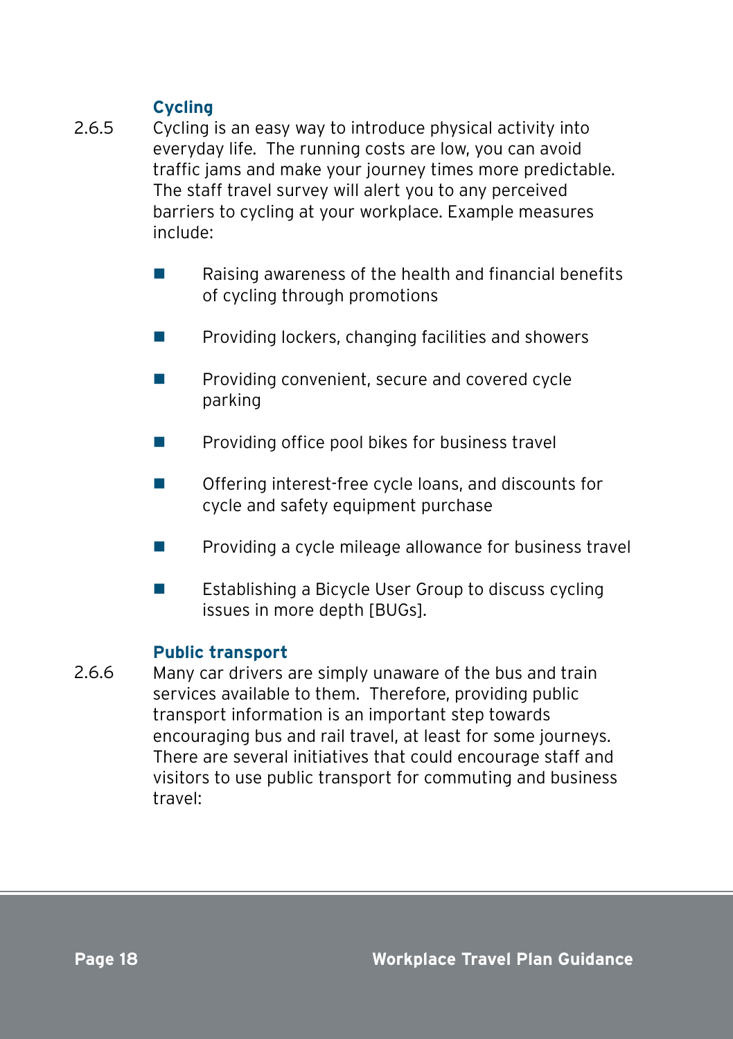### Cycling

2.6.5 Cycling is an easy way to introduce physical activity into everyday life. The running costs are low, you can avoid traffic jams and make your journey times more predictable. The staff travel survey will alert you to any perceived barriers to cycling at your workplace. Example measures include:

- Raising awareness of the health and financial benefits of cycling through promotions
- Providing lockers, changing facilities and showers
- Providing convenient, secure and covered cycle parking
- Providing office pool bikes for business travel
- Offering interest-free cycle loans, and discounts for cycle and safety equipment purchase
- Providing a cycle mileage allowance for business travel
- Establishing a Bicycle User Group to discuss cycling issues in more depth [BUGs].

### Public transport

2.6.6 Many car drivers are simply unaware of the bus and train services available to them. Therefore, providing public transport information is an important step towards encouraging bus and rail travel, at least for some journeys. There are several initiatives that could encourage staff and visitors to use public transport for commuting and business travel: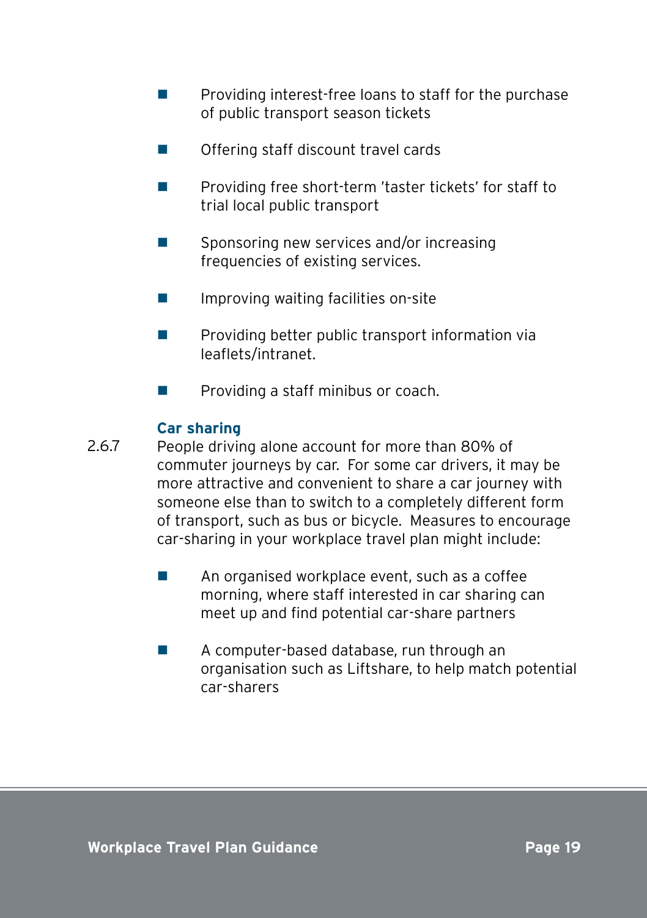- Providing interest-free loans to staff for the purchase of public transport season tickets
- Offering staff discount travel cards
- Providing free short-term 'taster tickets' for staff to trial local public transport
- Sponsoring new services and/or increasing frequencies of existing services.
- Improving waiting facilities on-site
- Providing better public transport information via leaflets/intranet.
- Providing a staff minibus or coach.

### Car sharing

2.6.7 People driving alone account for more than 80% of commuter journeys by car. For some car drivers, it may be more attractive and convenient to share a car journey with someone else than to switch to a completely different form of transport, such as bus or bicycle. Measures to encourage car-sharing in your workplace travel plan might include:

- An organised workplace event, such as a coffee morning, where staff interested in car sharing can meet up and find potential car-share partners
- A computer-based database, run through an organisation such as Liftshare, to help match potential car-sharers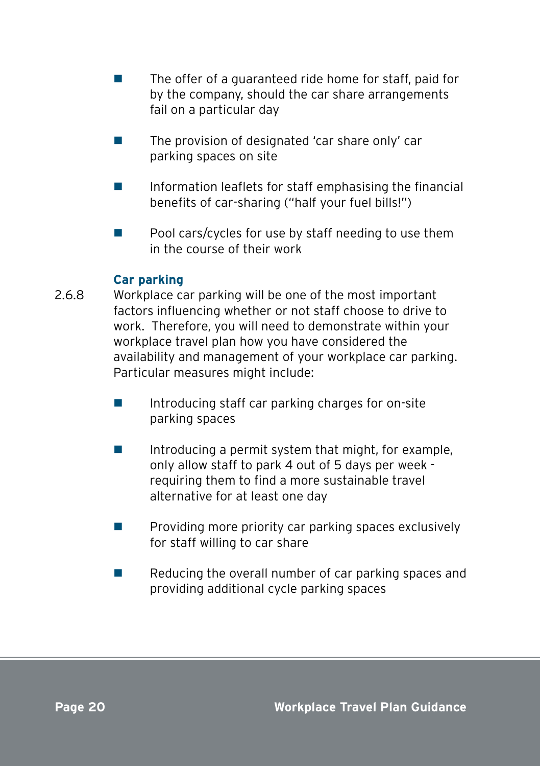- The offer of a guaranteed ride home for staff, paid for by the company, should the car share arrangements fail on a particular day

- The provision of designated 'car share only' car parking spaces on site

- Information leaflets for staff emphasising the financial benefits of car-sharing ("half your fuel bills!")

- Pool cars/cycles for use by staff needing to use them in the course of their work

**Car parking**

2.6.8 Workplace car parking will be one of the most important factors influencing whether or not staff choose to drive to work. Therefore, you will need to demonstrate within your workplace travel plan how you have considered the availability and management of your workplace car parking. Particular measures might include:

- Introducing staff car parking charges for on-site parking spaces

- Introducing a permit system that might, for example, only allow staff to park 4 out of 5 days per week - requiring them to find a more sustainable travel alternative for at least one day

- Providing more priority car parking spaces exclusively for staff willing to car share

- Reducing the overall number of car parking spaces and providing additional cycle parking spaces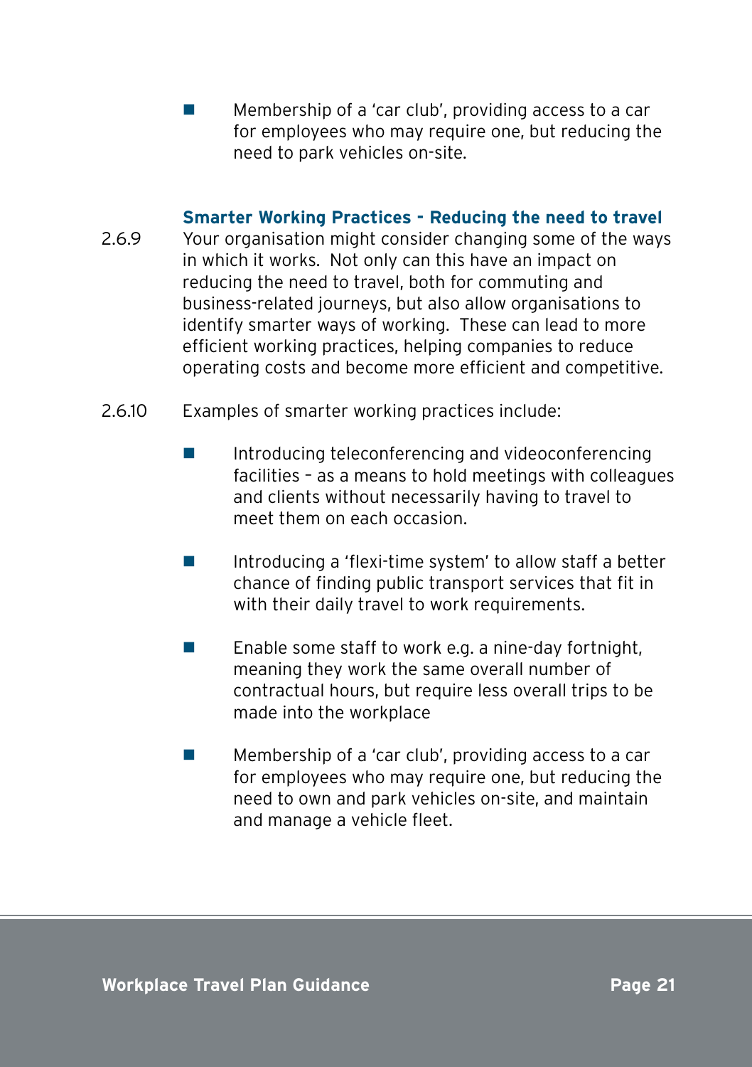- Membership of a 'car club', providing access to a car for employees who may require one, but reducing the need to park vehicles on-site.

### Smarter Working Practices - Reducing the need to travel

2.6.9 Your organisation might consider changing some of the ways in which it works. Not only can this have an impact on reducing the need to travel, both for commuting and business-related journeys, but also allow organisations to identify smarter ways of working. These can lead to more efficient working practices, helping companies to reduce operating costs and become more efficient and competitive.

2.6.10 Examples of smarter working practices include:

- Introducing teleconferencing and videoconferencing facilities – as a means to hold meetings with colleagues and clients without necessarily having to travel to meet them on each occasion.

- Introducing a 'flexi-time system' to allow staff a better chance of finding public transport services that fit in with their daily travel to work requirements.

- Enable some staff to work e.g. a nine-day fortnight, meaning they work the same overall number of contractual hours, but require less overall trips to be made into the workplace

- Membership of a 'car club', providing access to a car for employees who may require one, but reducing the need to own and park vehicles on-site, and maintain and manage a vehicle fleet.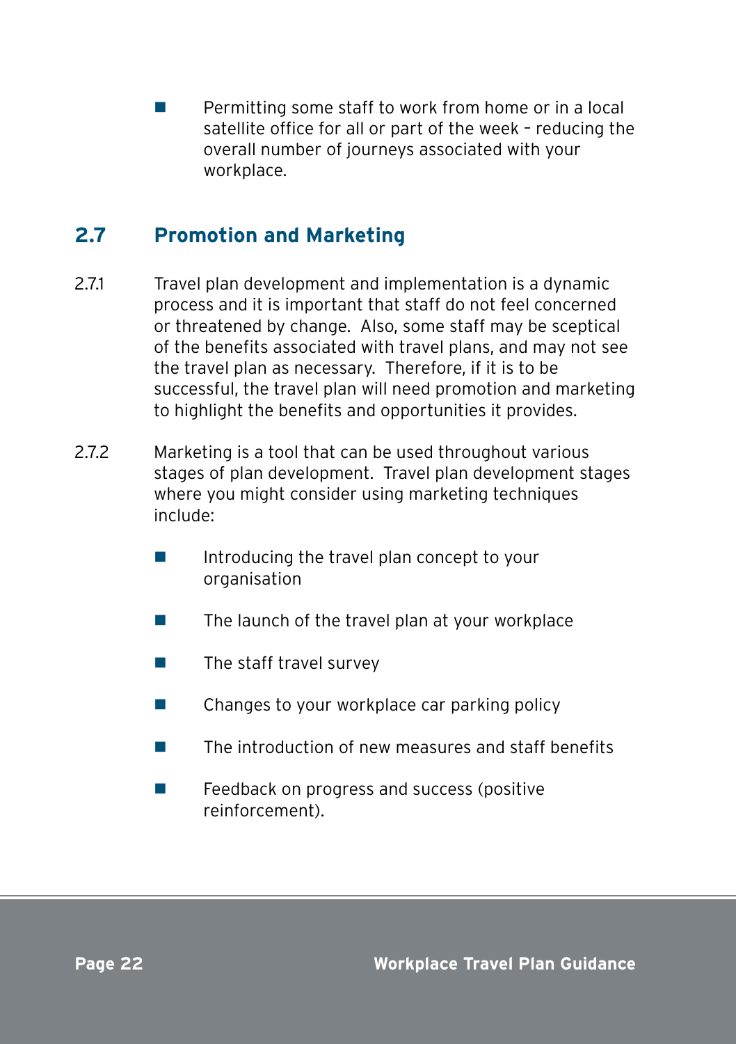- Permitting some staff to work from home or in a local satellite office for all or part of the week – reducing the overall number of journeys associated with your workplace.

## 2.7 Promotion and Marketing

2.7.1 Travel plan development and implementation is a dynamic process and it is important that staff do not feel concerned or threatened by change. Also, some staff may be sceptical of the benefits associated with travel plans, and may not see the travel plan as necessary. Therefore, if it is to be successful, the travel plan will need promotion and marketing to highlight the benefits and opportunities it provides.

2.7.2 Marketing is a tool that can be used throughout various stages of plan development. Travel plan development stages where you might consider using marketing techniques include:

- Introducing the travel plan concept to your organisation
- The launch of the travel plan at your workplace
- The staff travel survey
- Changes to your workplace car parking policy
- The introduction of new measures and staff benefits
- Feedback on progress and success (positive reinforcement).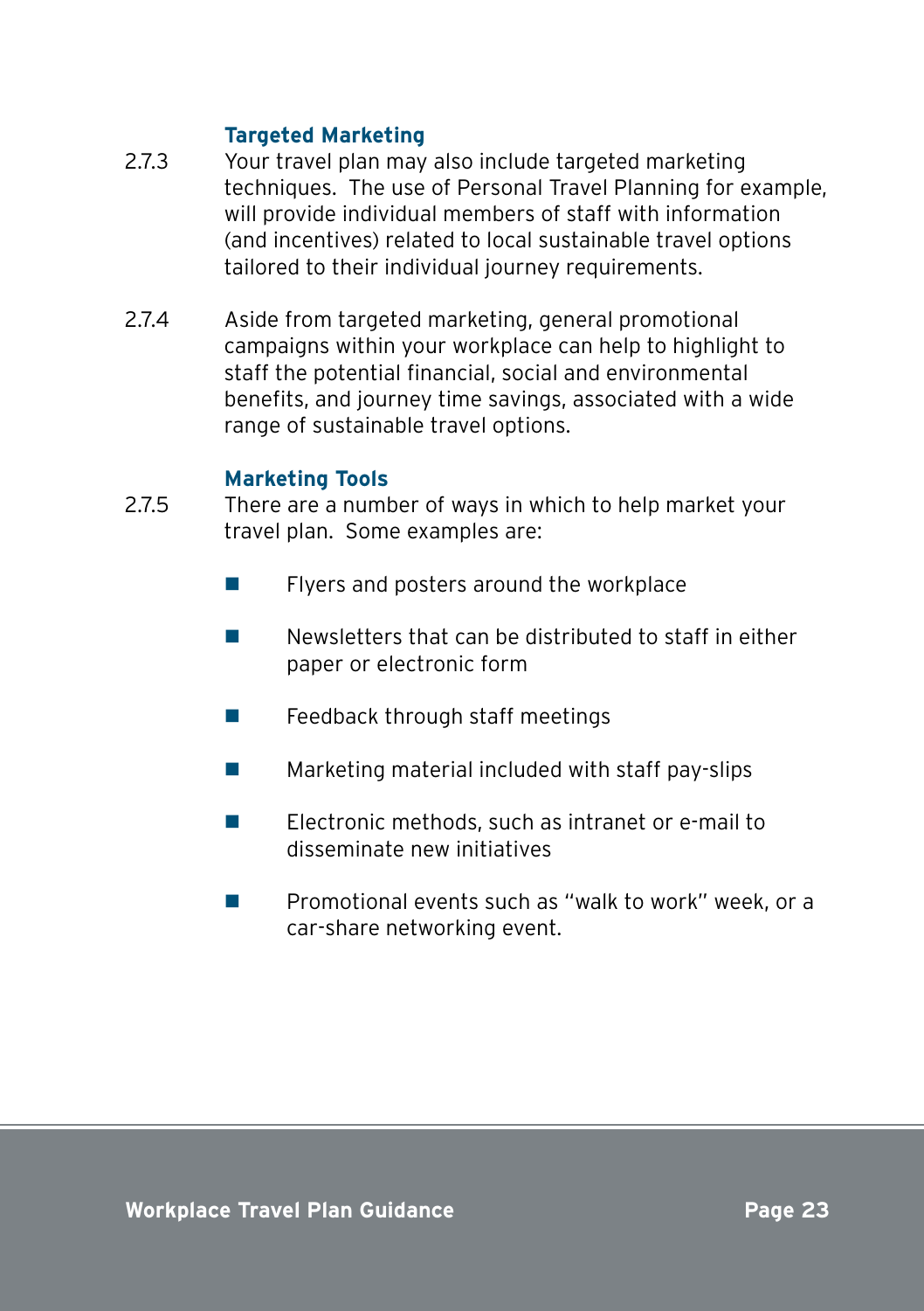### Targeted Marketing

2.7.3 Your travel plan may also include targeted marketing techniques. The use of Personal Travel Planning for example, will provide individual members of staff with information (and incentives) related to local sustainable travel options tailored to their individual journey requirements.

2.7.4 Aside from targeted marketing, general promotional campaigns within your workplace can help to highlight to staff the potential financial, social and environmental benefits, and journey time savings, associated with a wide range of sustainable travel options.

### Marketing Tools

2.7.5 There are a number of ways in which to help market your travel plan. Some examples are:

- Flyers and posters around the workplace
- Newsletters that can be distributed to staff in either paper or electronic form
- Feedback through staff meetings
- Marketing material included with staff pay-slips
- Electronic methods, such as intranet or e-mail to disseminate new initiatives
- Promotional events such as "walk to work" week, or a car-share networking event.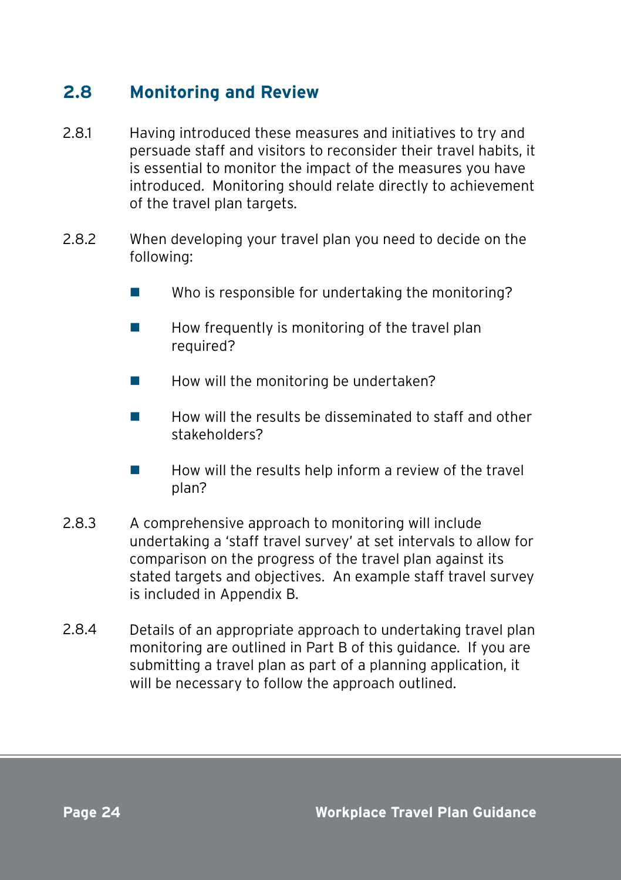## 2.8 Monitoring and Review

2.8.1 Having introduced these measures and initiatives to try and persuade staff and visitors to reconsider their travel habits, it is essential to monitor the impact of the measures you have introduced. Monitoring should relate directly to achievement of the travel plan targets.

2.8.2 When developing your travel plan you need to decide on the following:

- Who is responsible for undertaking the monitoring?
- How frequently is monitoring of the travel plan required?
- How will the monitoring be undertaken?
- How will the results be disseminated to staff and other stakeholders?
- How will the results help inform a review of the travel plan?

2.8.3 A comprehensive approach to monitoring will include undertaking a 'staff travel survey' at set intervals to allow for comparison on the progress of the travel plan against its stated targets and objectives. An example staff travel survey is included in Appendix B.

2.8.4 Details of an appropriate approach to undertaking travel plan monitoring are outlined in Part B of this guidance. If you are submitting a travel plan as part of a planning application, it will be necessary to follow the approach outlined.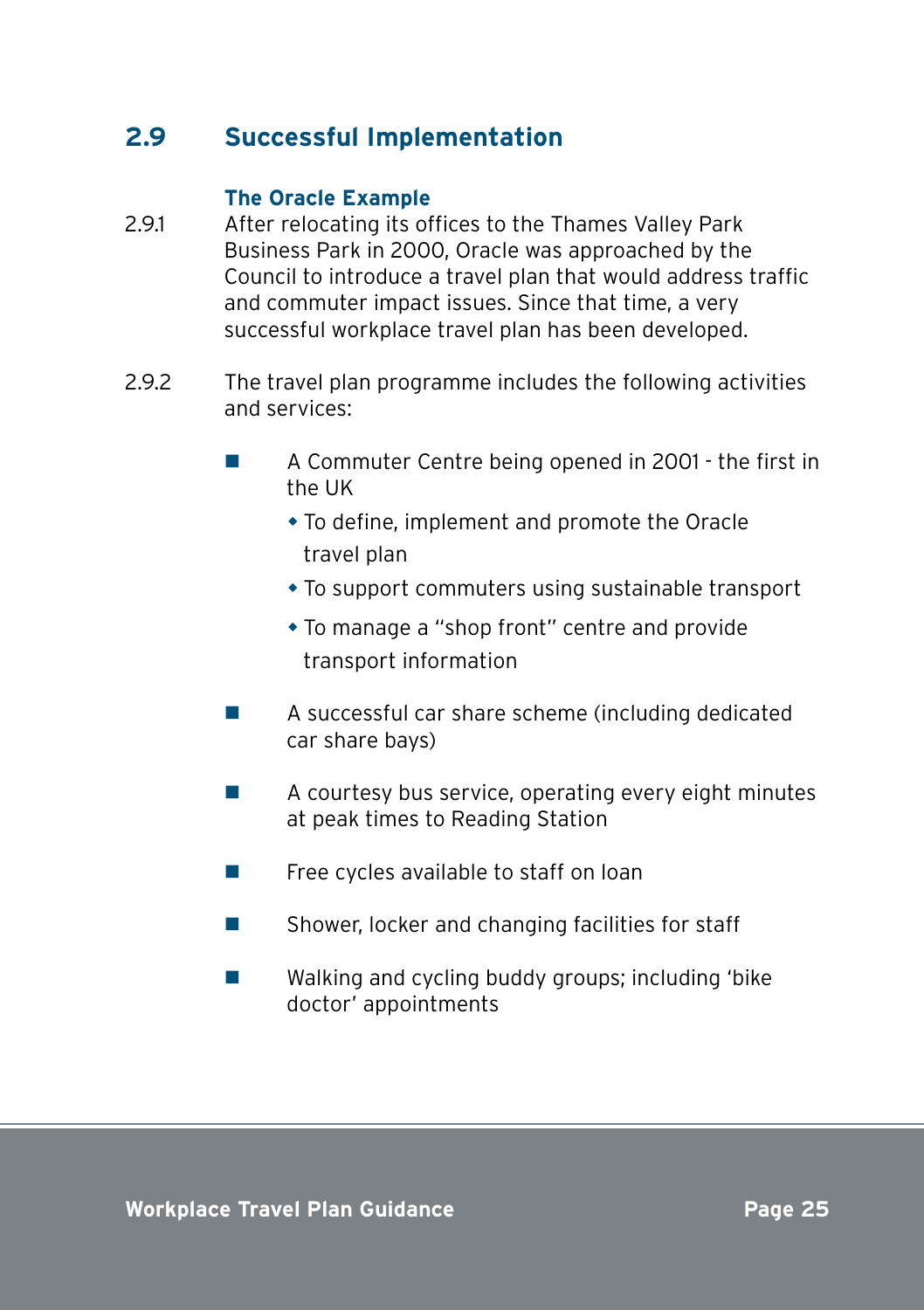## 2.9 Successful Implementation

### The Oracle Example

2.9.1 After relocating its offices to the Thames Valley Park Business Park in 2000, Oracle was approached by the Council to introduce a travel plan that would address traffic and commuter impact issues. Since that time, a very successful workplace travel plan has been developed.

2.9.2 The travel plan programme includes the following activities and services:

- A Commuter Centre being opened in 2001 - the first in the UK
  - To define, implement and promote the Oracle travel plan
  - To support commuters using sustainable transport
  - To manage a "shop front" centre and provide transport information
- A successful car share scheme (including dedicated car share bays)
- A courtesy bus service, operating every eight minutes at peak times to Reading Station
- Free cycles available to staff on loan
- Shower, locker and changing facilities for staff
- Walking and cycling buddy groups; including 'bike doctor' appointments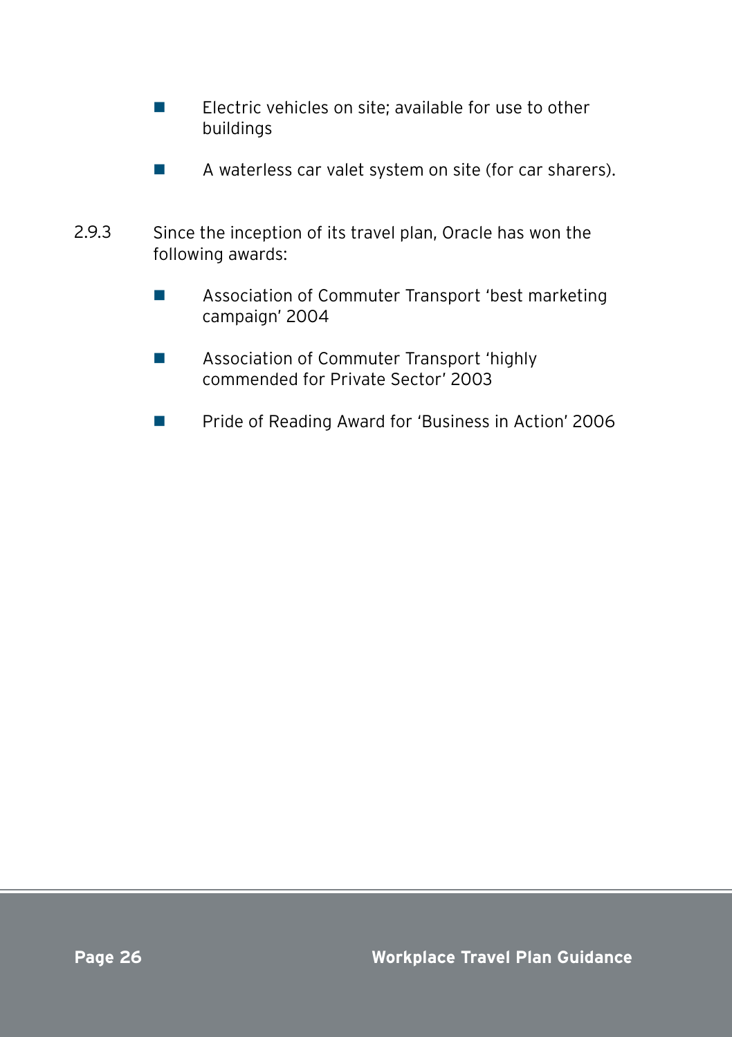- Electric vehicles on site; available for use to other buildings
- A waterless car valet system on site (for car sharers).

2.9.3 Since the inception of its travel plan, Oracle has won the following awards:

- Association of Commuter Transport 'best marketing campaign' 2004
- Association of Commuter Transport 'highly commended for Private Sector' 2003
- Pride of Reading Award for 'Business in Action' 2006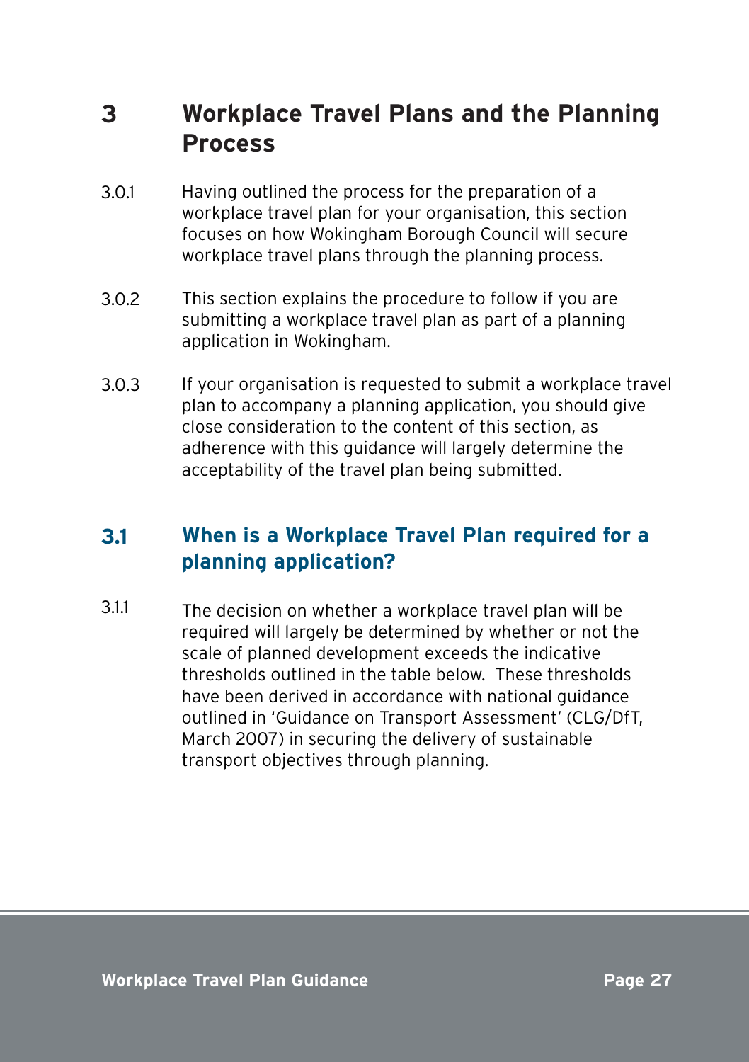# 3 Workplace Travel Plans and the Planning Process

3.0.1 Having outlined the process for the preparation of a workplace travel plan for your organisation, this section focuses on how Wokingham Borough Council will secure workplace travel plans through the planning process.

3.0.2 This section explains the procedure to follow if you are submitting a workplace travel plan as part of a planning application in Wokingham.

3.0.3 If your organisation is requested to submit a workplace travel plan to accompany a planning application, you should give close consideration to the content of this section, as adherence with this guidance will largely determine the acceptability of the travel plan being submitted.

## 3.1 When is a Workplace Travel Plan required for a planning application?

3.1.1 The decision on whether a workplace travel plan will be required will largely be determined by whether or not the scale of planned development exceeds the indicative thresholds outlined in the table below. These thresholds have been derived in accordance with national guidance outlined in 'Guidance on Transport Assessment' (CLG/DfT, March 2007) in securing the delivery of sustainable transport objectives through planning.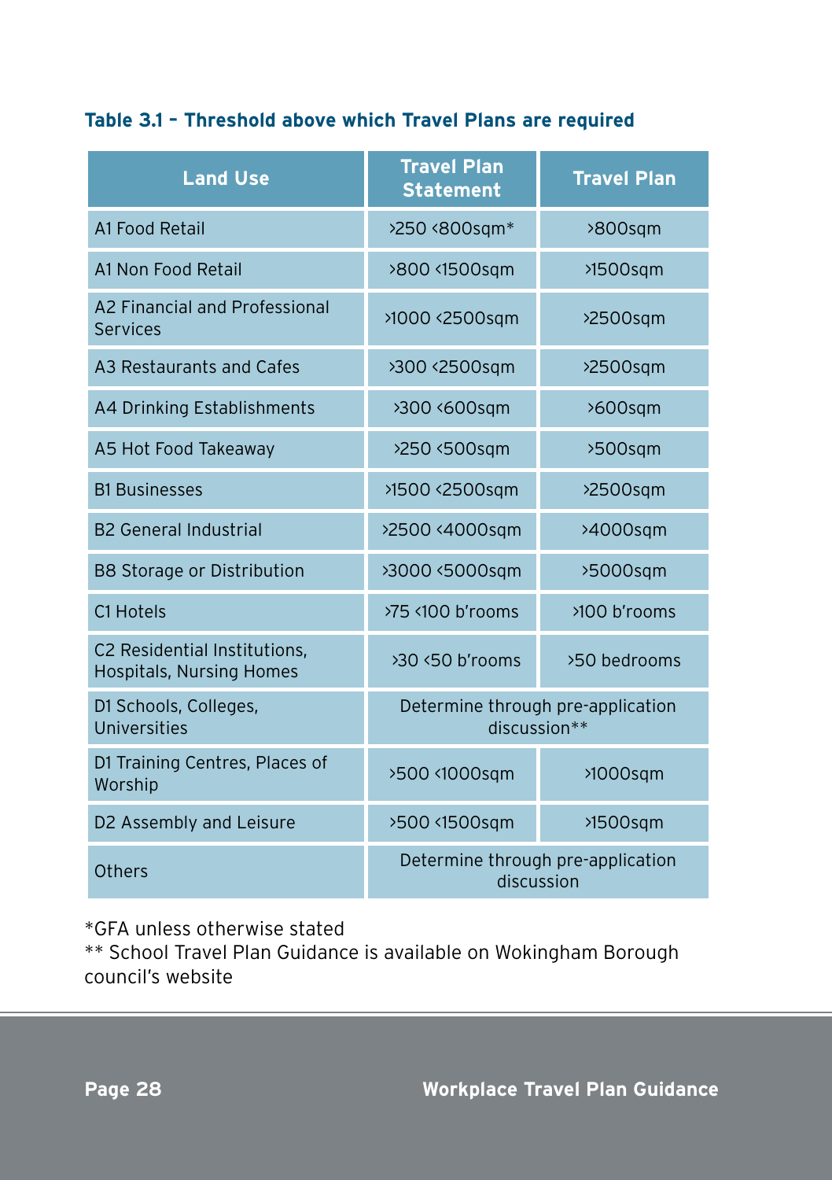**Table 3.1 – Threshold above which Travel Plans are required**

| Land Use | Travel Plan Statement | Travel Plan |
|---|---|---|
| A1 Food Retail | >250 <800sqm* | >800sqm |
| A1 Non Food Retail | >800 <1500sqm | >1500sqm |
| A2 Financial and Professional Services | >1000 <2500sqm | >2500sqm |
| A3 Restaurants and Cafes | >300 <2500sqm | >2500sqm |
| A4 Drinking Establishments | >300 <600sqm | >600sqm |
| A5 Hot Food Takeaway | >250 <500sqm | >500sqm |
| B1 Businesses | >1500 <2500sqm | >2500sqm |
| B2 General Industrial | >2500 <4000sqm | >4000sqm |
| B8 Storage or Distribution | >3000 <5000sqm | >5000sqm |
| C1 Hotels | >75 <100 b'rooms | >100 b'rooms |
| C2 Residential Institutions, Hospitals, Nursing Homes | >30 <50 b'rooms | >50 bedrooms |
| D1 Schools, Colleges, Universities | Determine through pre-application discussion** | |
| D1 Training Centres, Places of Worship | >500 <1000sqm | >1000sqm |
| D2 Assembly and Leisure | >500 <1500sqm | >1500sqm |
| Others | Determine through pre-application discussion | |

*GFA unless otherwise stated
** School Travel Plan Guidance is available on Wokingham Borough council's website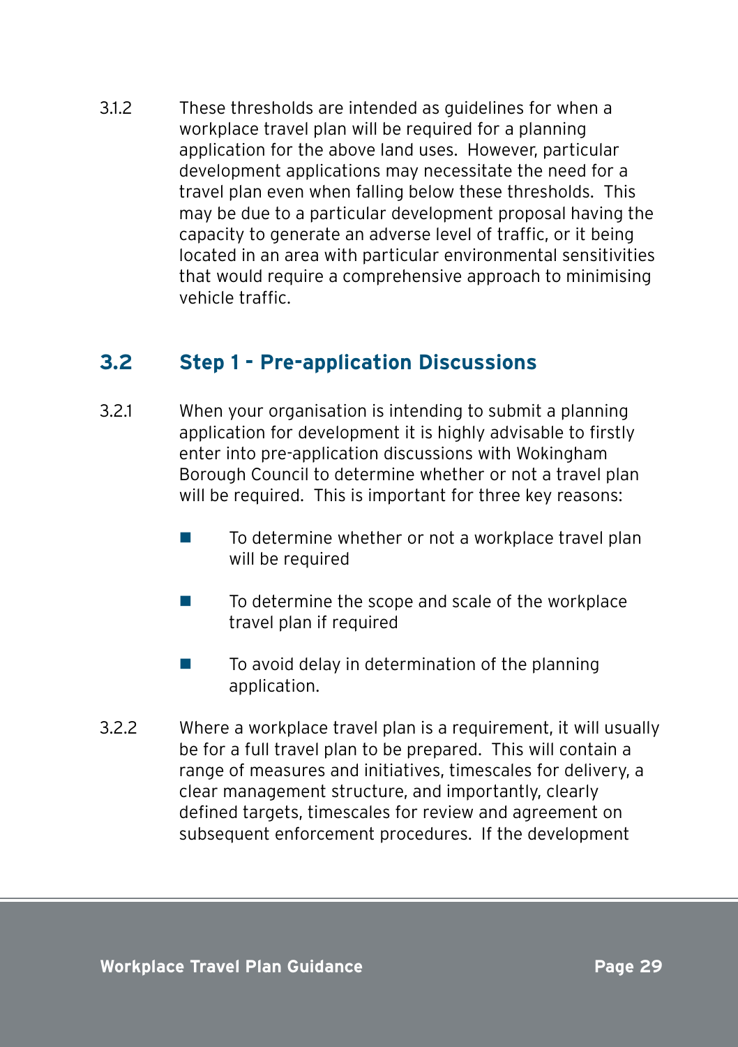3.1.2 These thresholds are intended as guidelines for when a workplace travel plan will be required for a planning application for the above land uses. However, particular development applications may necessitate the need for a travel plan even when falling below these thresholds. This may be due to a particular development proposal having the capacity to generate an adverse level of traffic, or it being located in an area with particular environmental sensitivities that would require a comprehensive approach to minimising vehicle traffic.

## 3.2 Step 1 - Pre-application Discussions

3.2.1 When your organisation is intending to submit a planning application for development it is highly advisable to firstly enter into pre-application discussions with Wokingham Borough Council to determine whether or not a travel plan will be required. This is important for three key reasons:

- To determine whether or not a workplace travel plan will be required
- To determine the scope and scale of the workplace travel plan if required
- To avoid delay in determination of the planning application.

3.2.2 Where a workplace travel plan is a requirement, it will usually be for a full travel plan to be prepared. This will contain a range of measures and initiatives, timescales for delivery, a clear management structure, and importantly, clearly defined targets, timescales for review and agreement on subsequent enforcement procedures. If the development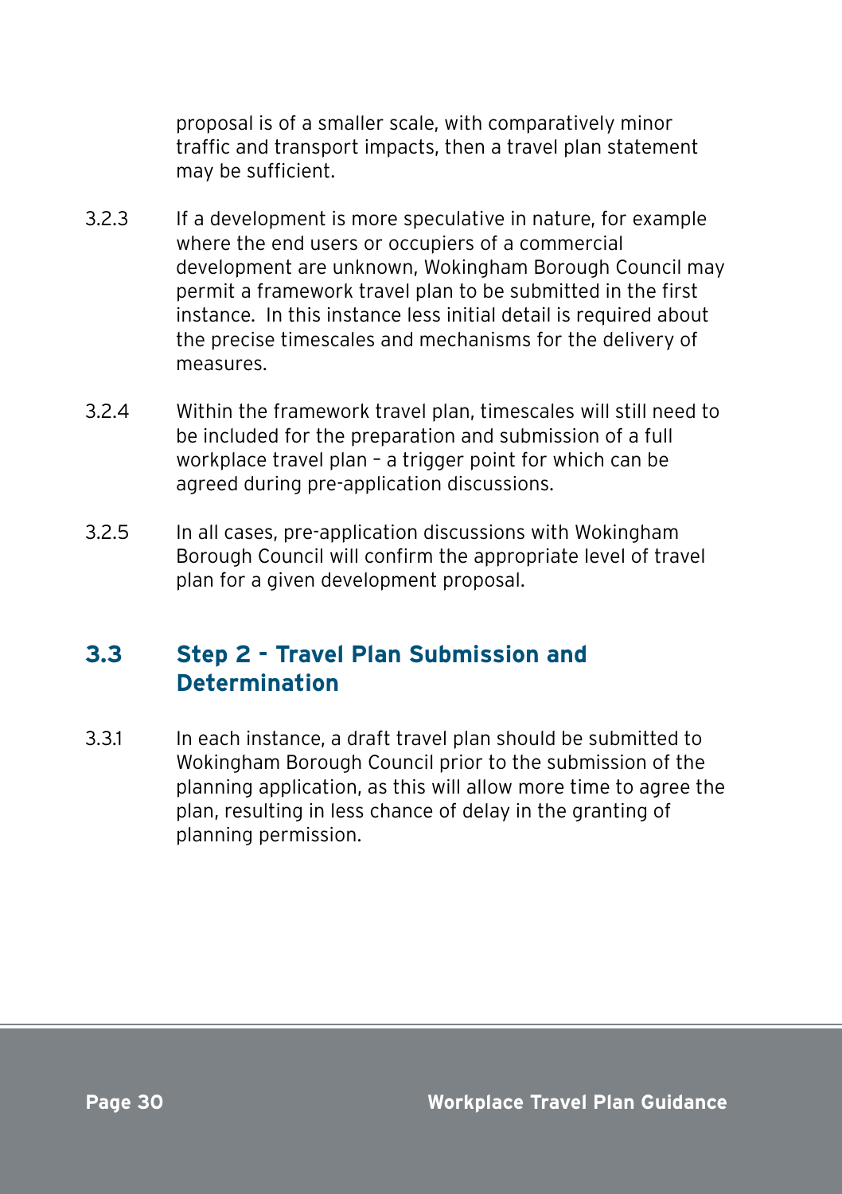proposal is of a smaller scale, with comparatively minor traffic and transport impacts, then a travel plan statement may be sufficient.

3.2.3 If a development is more speculative in nature, for example where the end users or occupiers of a commercial development are unknown, Wokingham Borough Council may permit a framework travel plan to be submitted in the first instance. In this instance less initial detail is required about the precise timescales and mechanisms for the delivery of measures.

3.2.4 Within the framework travel plan, timescales will still need to be included for the preparation and submission of a full workplace travel plan – a trigger point for which can be agreed during pre-application discussions.

3.2.5 In all cases, pre-application discussions with Wokingham Borough Council will confirm the appropriate level of travel plan for a given development proposal.

## 3.3 Step 2 - Travel Plan Submission and Determination

3.3.1 In each instance, a draft travel plan should be submitted to Wokingham Borough Council prior to the submission of the planning application, as this will allow more time to agree the plan, resulting in less chance of delay in the granting of planning permission.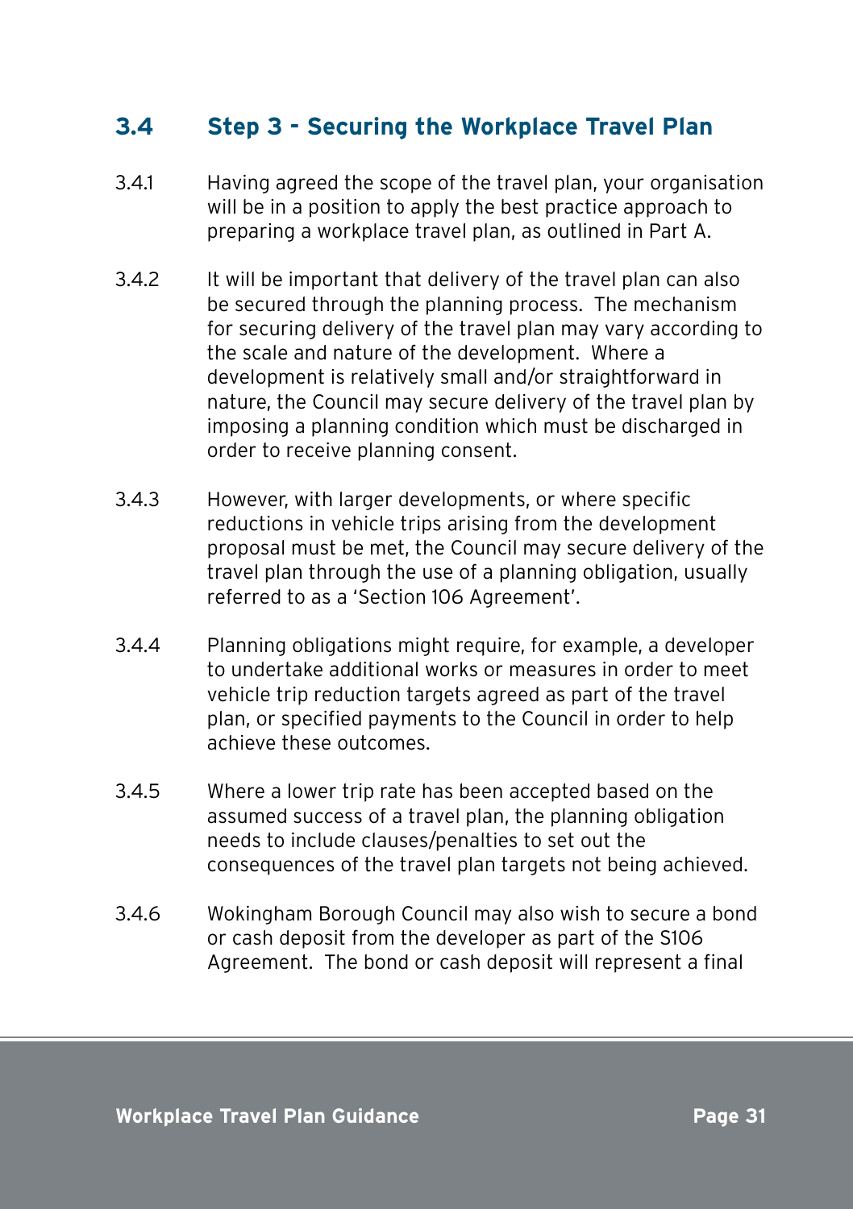## 3.4 Step 3 - Securing the Workplace Travel Plan

3.4.1 Having agreed the scope of the travel plan, your organisation will be in a position to apply the best practice approach to preparing a workplace travel plan, as outlined in Part A.

3.4.2 It will be important that delivery of the travel plan can also be secured through the planning process. The mechanism for securing delivery of the travel plan may vary according to the scale and nature of the development. Where a development is relatively small and/or straightforward in nature, the Council may secure delivery of the travel plan by imposing a planning condition which must be discharged in order to receive planning consent.

3.4.3 However, with larger developments, or where specific reductions in vehicle trips arising from the development proposal must be met, the Council may secure delivery of the travel plan through the use of a planning obligation, usually referred to as a 'Section 106 Agreement'.

3.4.4 Planning obligations might require, for example, a developer to undertake additional works or measures in order to meet vehicle trip reduction targets agreed as part of the travel plan, or specified payments to the Council in order to help achieve these outcomes.

3.4.5 Where a lower trip rate has been accepted based on the assumed success of a travel plan, the planning obligation needs to include clauses/penalties to set out the consequences of the travel plan targets not being achieved.

3.4.6 Wokingham Borough Council may also wish to secure a bond or cash deposit from the developer as part of the S106 Agreement. The bond or cash deposit will represent a final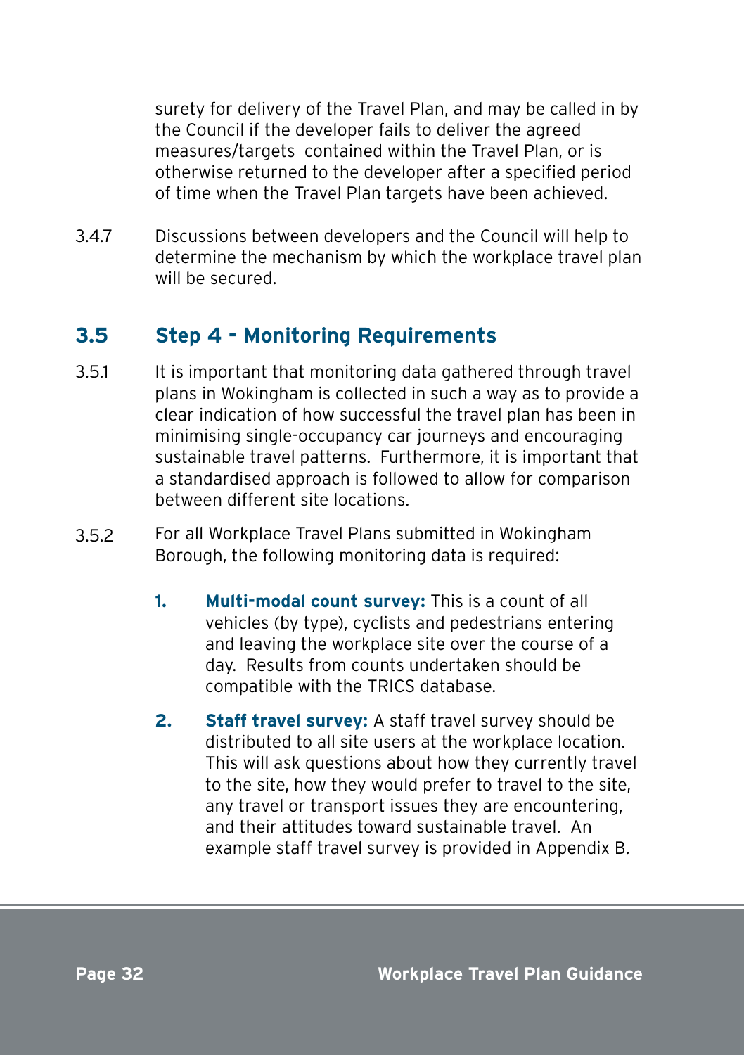surety for delivery of the Travel Plan, and may be called in by the Council if the developer fails to deliver the agreed measures/targets contained within the Travel Plan, or is otherwise returned to the developer after a specified period of time when the Travel Plan targets have been achieved.

3.4.7 Discussions between developers and the Council will help to determine the mechanism by which the workplace travel plan will be secured.

## 3.5 Step 4 - Monitoring Requirements

3.5.1 It is important that monitoring data gathered through travel plans in Wokingham is collected in such a way as to provide a clear indication of how successful the travel plan has been in minimising single-occupancy car journeys and encouraging sustainable travel patterns. Furthermore, it is important that a standardised approach is followed to allow for comparison between different site locations.

3.5.2 For all Workplace Travel Plans submitted in Wokingham Borough, the following monitoring data is required:

1. **Multi-modal count survey:** This is a count of all vehicles (by type), cyclists and pedestrians entering and leaving the workplace site over the course of a day. Results from counts undertaken should be compatible with the TRICS database.

2. **Staff travel survey:** A staff travel survey should be distributed to all site users at the workplace location. This will ask questions about how they currently travel to the site, how they would prefer to travel to the site, any travel or transport issues they are encountering, and their attitudes toward sustainable travel. An example staff travel survey is provided in Appendix B.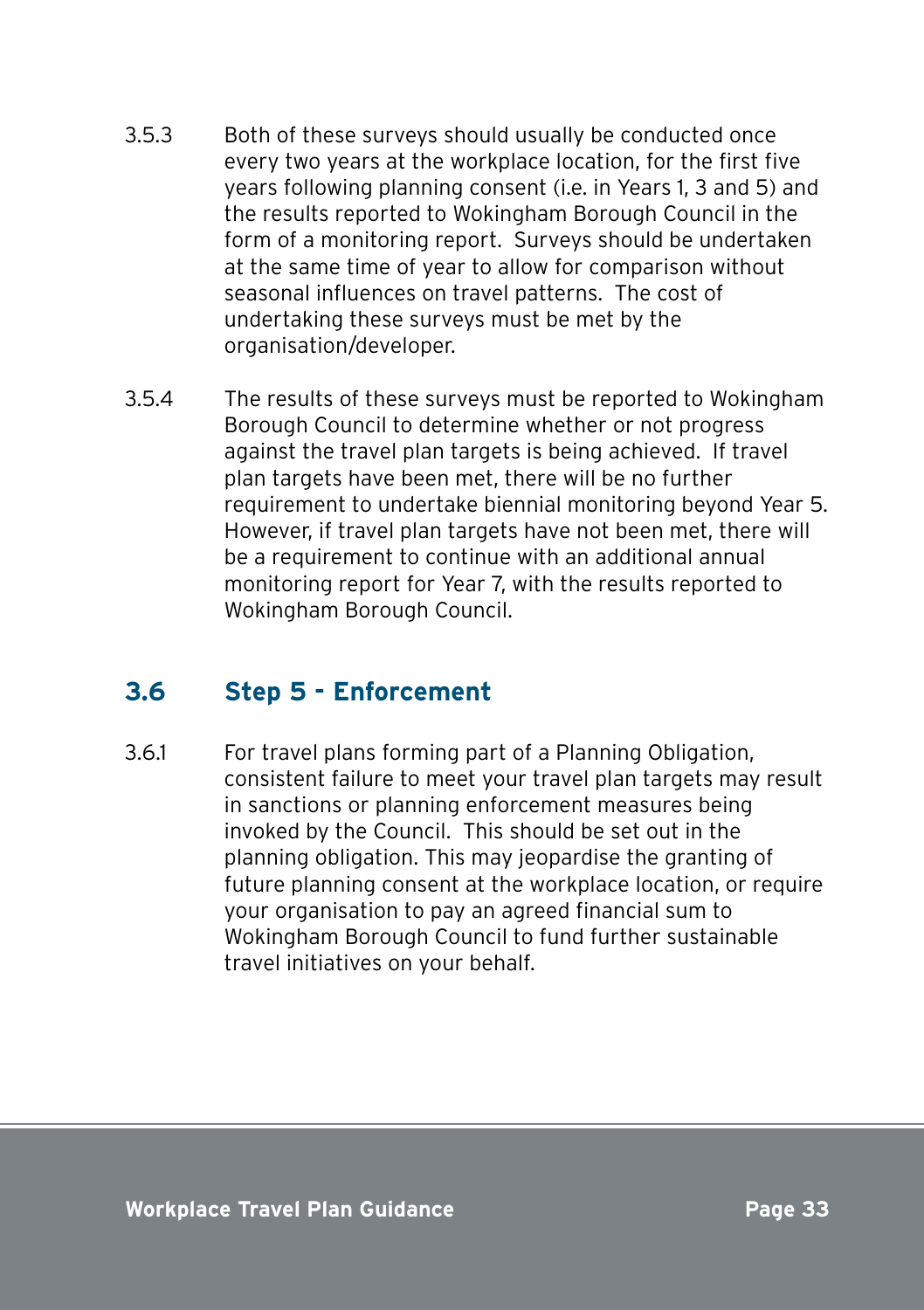3.5.3 Both of these surveys should usually be conducted once every two years at the workplace location, for the first five years following planning consent (i.e. in Years 1, 3 and 5) and the results reported to Wokingham Borough Council in the form of a monitoring report. Surveys should be undertaken at the same time of year to allow for comparison without seasonal influences on travel patterns. The cost of undertaking these surveys must be met by the organisation/developer.

3.5.4 The results of these surveys must be reported to Wokingham Borough Council to determine whether or not progress against the travel plan targets is being achieved. If travel plan targets have been met, there will be no further requirement to undertake biennial monitoring beyond Year 5. However, if travel plan targets have not been met, there will be a requirement to continue with an additional annual monitoring report for Year 7, with the results reported to Wokingham Borough Council.

## 3.6 Step 5 - Enforcement

3.6.1 For travel plans forming part of a Planning Obligation, consistent failure to meet your travel plan targets may result in sanctions or planning enforcement measures being invoked by the Council. This should be set out in the planning obligation. This may jeopardise the granting of future planning consent at the workplace location, or require your organisation to pay an agreed financial sum to Wokingham Borough Council to fund further sustainable travel initiatives on your behalf.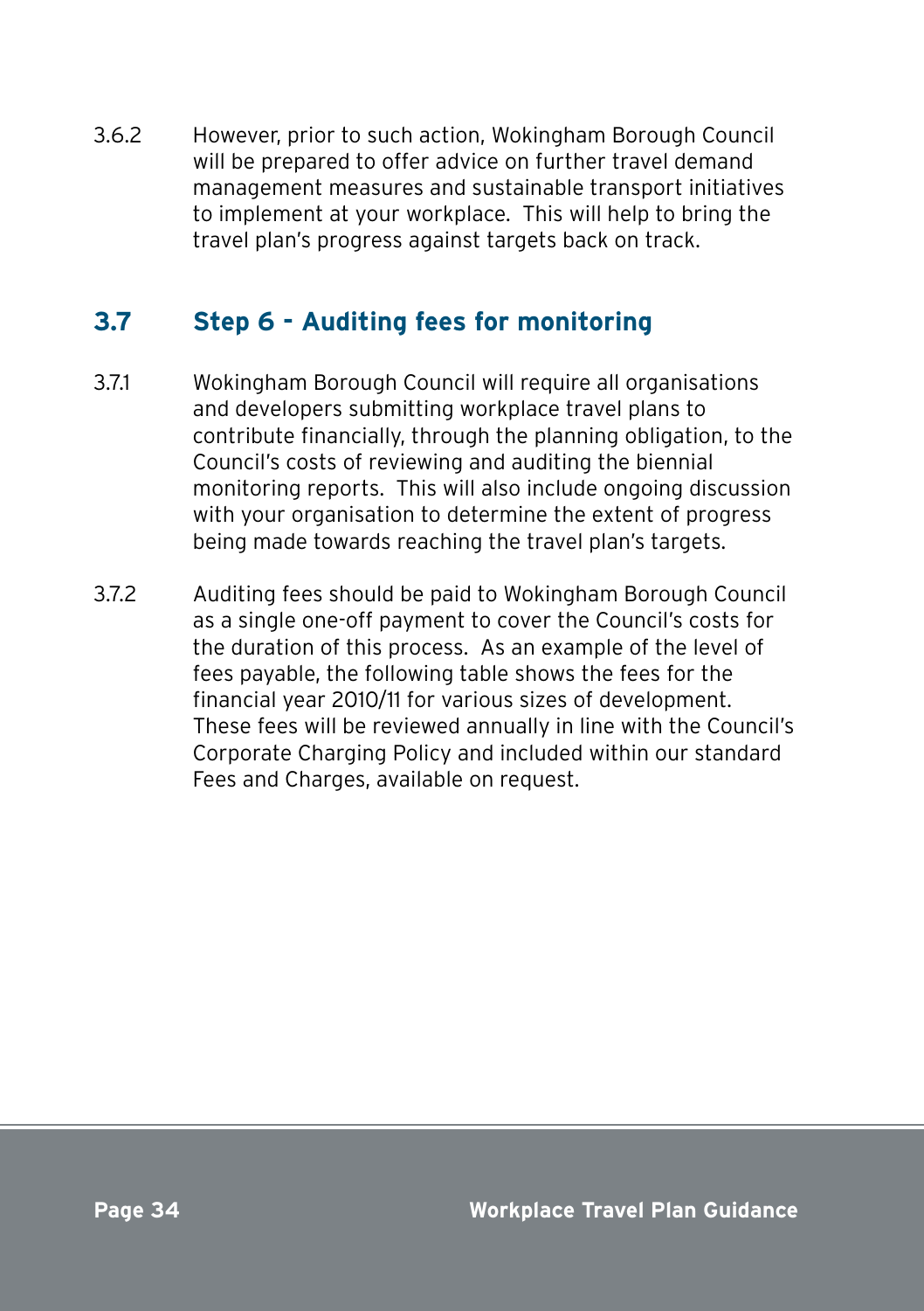3.6.2 However, prior to such action, Wokingham Borough Council will be prepared to offer advice on further travel demand management measures and sustainable transport initiatives to implement at your workplace. This will help to bring the travel plan's progress against targets back on track.

## 3.7 Step 6 - Auditing fees for monitoring

3.7.1 Wokingham Borough Council will require all organisations and developers submitting workplace travel plans to contribute financially, through the planning obligation, to the Council's costs of reviewing and auditing the biennial monitoring reports. This will also include ongoing discussion with your organisation to determine the extent of progress being made towards reaching the travel plan's targets.

3.7.2 Auditing fees should be paid to Wokingham Borough Council as a single one-off payment to cover the Council's costs for the duration of this process. As an example of the level of fees payable, the following table shows the fees for the financial year 2010/11 for various sizes of development. These fees will be reviewed annually in line with the Council's Corporate Charging Policy and included within our standard Fees and Charges, available on request.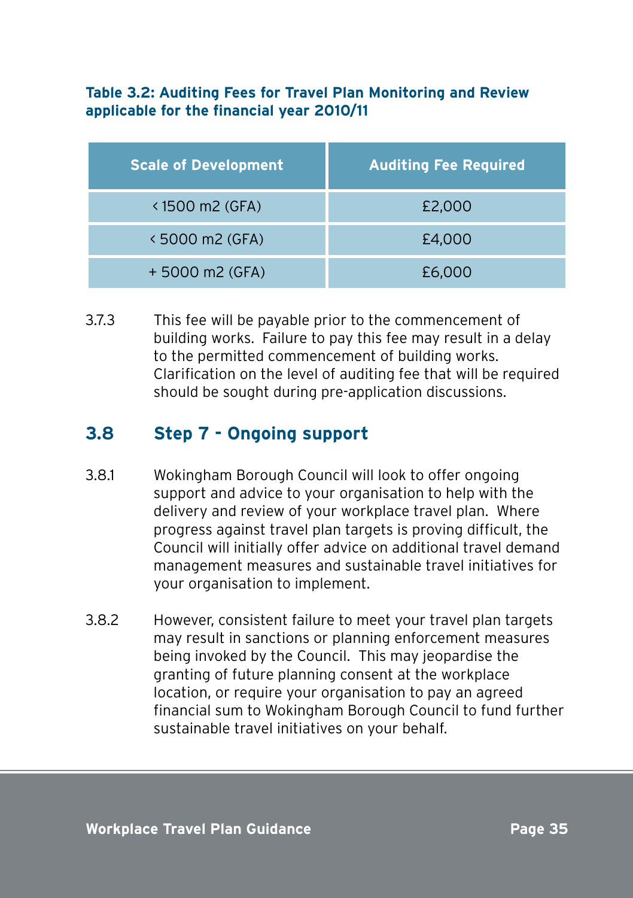**Table 3.2: Auditing Fees for Travel Plan Monitoring and Review applicable for the financial year 2010/11**

| Scale of Development | Auditing Fee Required |
|---|---|
| < 1500 m2 (GFA) | £2,000 |
| < 5000 m2 (GFA) | £4,000 |
| + 5000 m2 (GFA) | £6,000 |

3.7.3 This fee will be payable prior to the commencement of building works. Failure to pay this fee may result in a delay to the permitted commencement of building works. Clarification on the level of auditing fee that will be required should be sought during pre-application discussions.

## 3.8 Step 7 - Ongoing support

3.8.1 Wokingham Borough Council will look to offer ongoing support and advice to your organisation to help with the delivery and review of your workplace travel plan. Where progress against travel plan targets is proving difficult, the Council will initially offer advice on additional travel demand management measures and sustainable travel initiatives for your organisation to implement.

3.8.2 However, consistent failure to meet your travel plan targets may result in sanctions or planning enforcement measures being invoked by the Council. This may jeopardise the granting of future planning consent at the workplace location, or require your organisation to pay an agreed financial sum to Wokingham Borough Council to fund further sustainable travel initiatives on your behalf.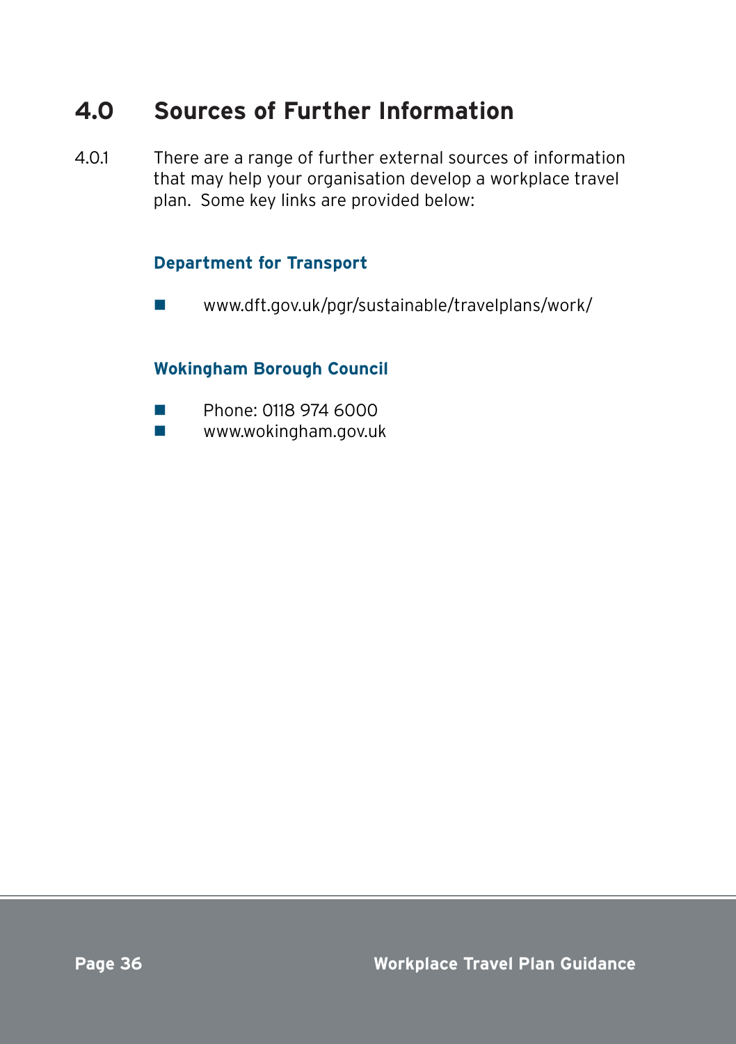# 4.0 Sources of Further Information

4.0.1 There are a range of further external sources of information that may help your organisation develop a workplace travel plan. Some key links are provided below:

### Department for Transport

- www.dft.gov.uk/pgr/sustainable/travelplans/work/

### Wokingham Borough Council

- Phone: 0118 974 6000
- www.wokingham.gov.uk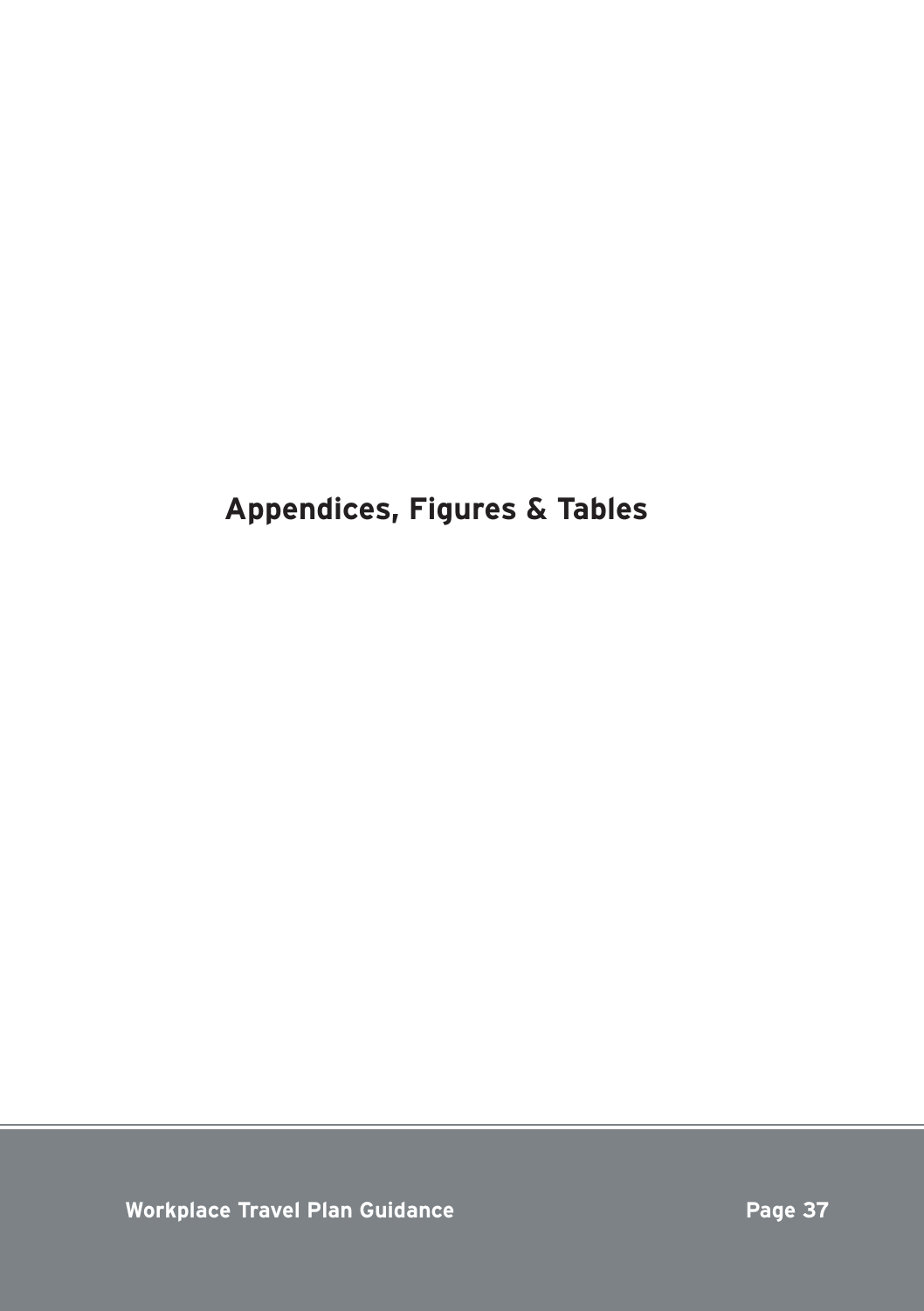# Appendices, Figures & Tables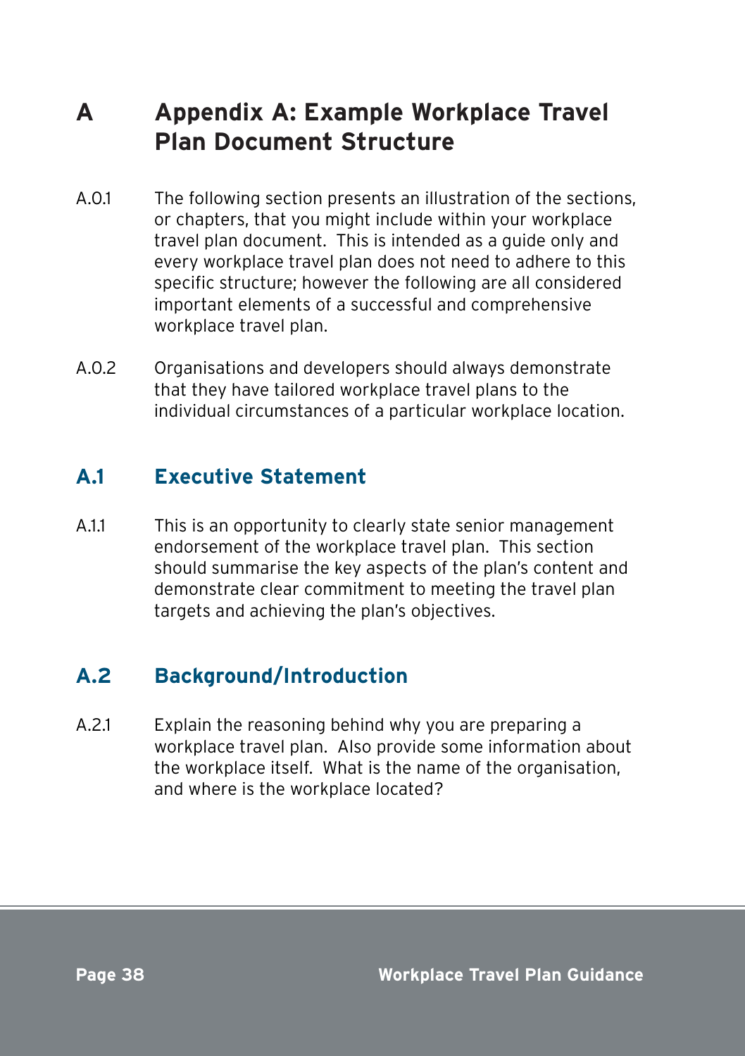# A Appendix A: Example Workplace Travel Plan Document Structure

A.0.1 The following section presents an illustration of the sections, or chapters, that you might include within your workplace travel plan document. This is intended as a guide only and every workplace travel plan does not need to adhere to this specific structure; however the following are all considered important elements of a successful and comprehensive workplace travel plan.

A.0.2 Organisations and developers should always demonstrate that they have tailored workplace travel plans to the individual circumstances of a particular workplace location.

## A.1 Executive Statement

A.1.1 This is an opportunity to clearly state senior management endorsement of the workplace travel plan. This section should summarise the key aspects of the plan's content and demonstrate clear commitment to meeting the travel plan targets and achieving the plan's objectives.

## A.2 Background/Introduction

A.2.1 Explain the reasoning behind why you are preparing a workplace travel plan. Also provide some information about the workplace itself. What is the name of the organisation, and where is the workplace located?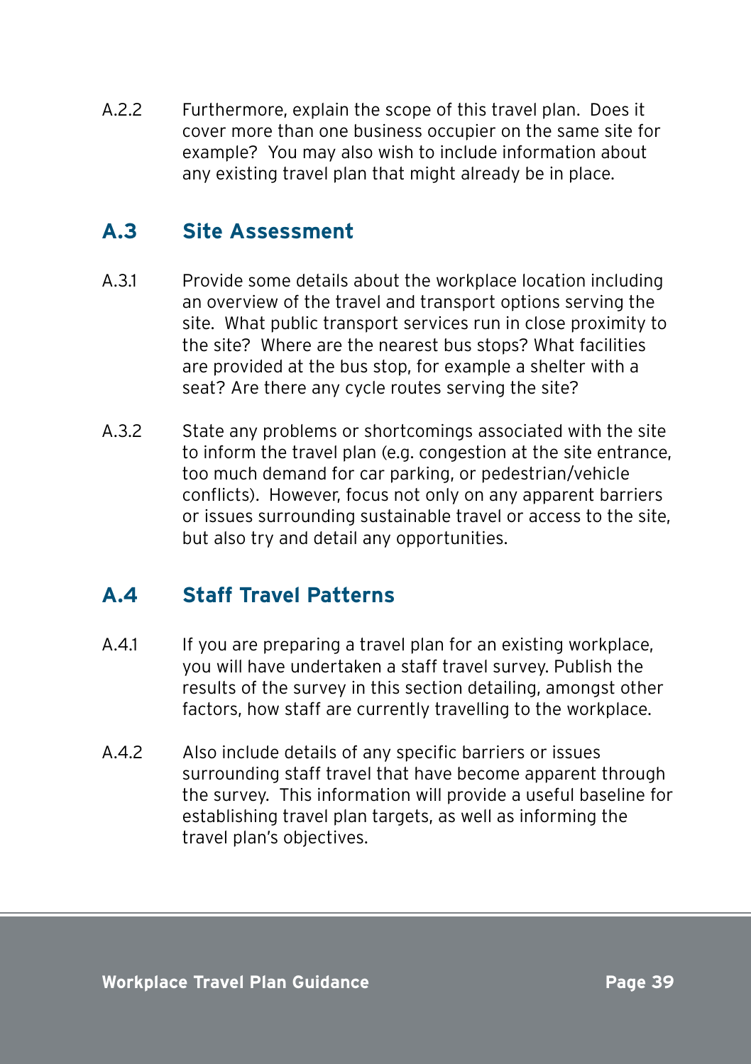A.2.2 Furthermore, explain the scope of this travel plan. Does it cover more than one business occupier on the same site for example? You may also wish to include information about any existing travel plan that might already be in place.

## A.3 Site Assessment

A.3.1 Provide some details about the workplace location including an overview of the travel and transport options serving the site. What public transport services run in close proximity to the site? Where are the nearest bus stops? What facilities are provided at the bus stop, for example a shelter with a seat? Are there any cycle routes serving the site?

A.3.2 State any problems or shortcomings associated with the site to inform the travel plan (e.g. congestion at the site entrance, too much demand for car parking, or pedestrian/vehicle conflicts). However, focus not only on any apparent barriers or issues surrounding sustainable travel or access to the site, but also try and detail any opportunities.

## A.4 Staff Travel Patterns

A.4.1 If you are preparing a travel plan for an existing workplace, you will have undertaken a staff travel survey. Publish the results of the survey in this section detailing, amongst other factors, how staff are currently travelling to the workplace.

A.4.2 Also include details of any specific barriers or issues surrounding staff travel that have become apparent through the survey. This information will provide a useful baseline for establishing travel plan targets, as well as informing the travel plan's objectives.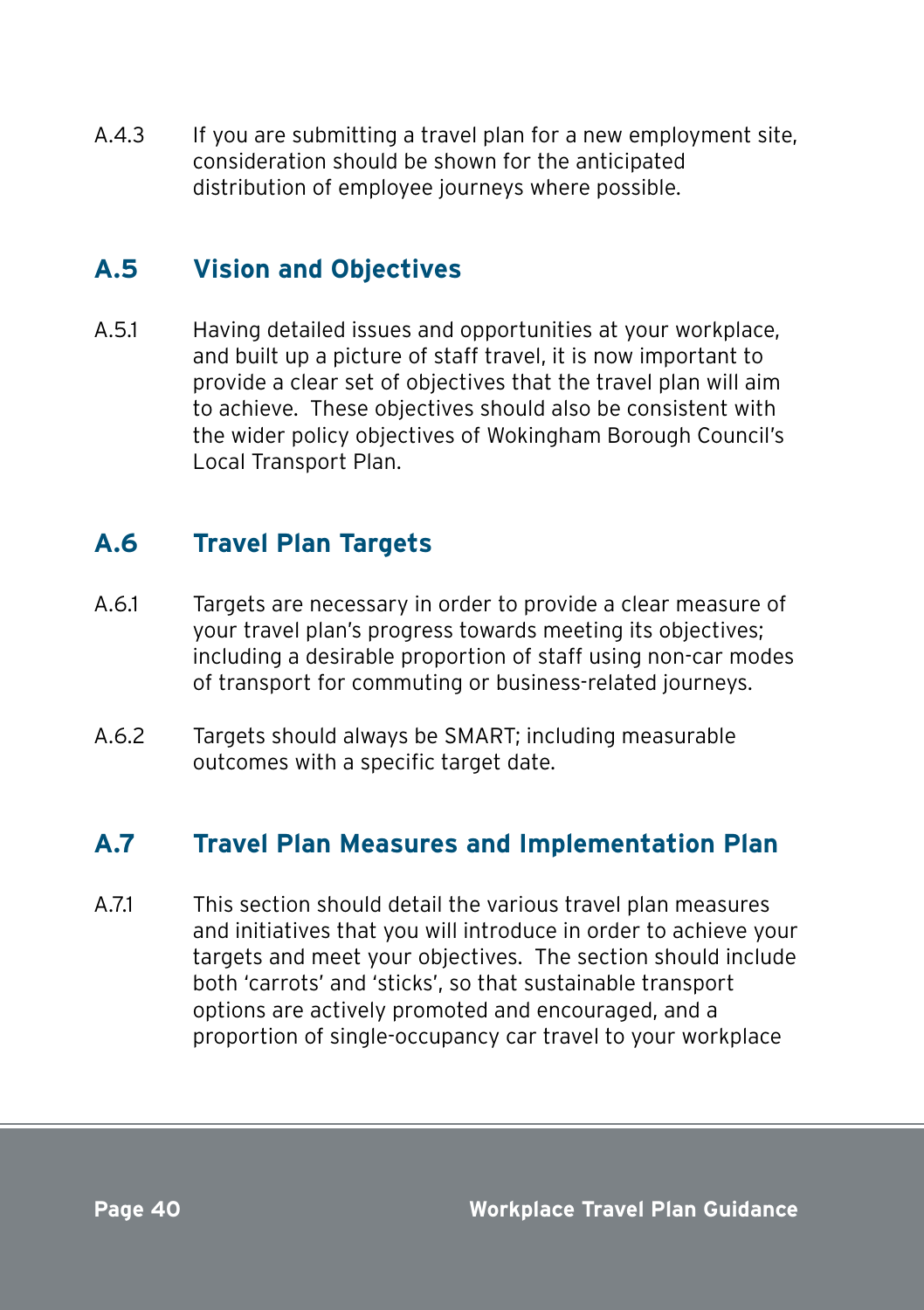A.4.3 If you are submitting a travel plan for a new employment site, consideration should be shown for the anticipated distribution of employee journeys where possible.

## A.5 Vision and Objectives

A.5.1 Having detailed issues and opportunities at your workplace, and built up a picture of staff travel, it is now important to provide a clear set of objectives that the travel plan will aim to achieve. These objectives should also be consistent with the wider policy objectives of Wokingham Borough Council's Local Transport Plan.

## A.6 Travel Plan Targets

A.6.1 Targets are necessary in order to provide a clear measure of your travel plan's progress towards meeting its objectives; including a desirable proportion of staff using non-car modes of transport for commuting or business-related journeys.

A.6.2 Targets should always be SMART; including measurable outcomes with a specific target date.

## A.7 Travel Plan Measures and Implementation Plan

A.7.1 This section should detail the various travel plan measures and initiatives that you will introduce in order to achieve your targets and meet your objectives. The section should include both 'carrots' and 'sticks', so that sustainable transport options are actively promoted and encouraged, and a proportion of single-occupancy car travel to your workplace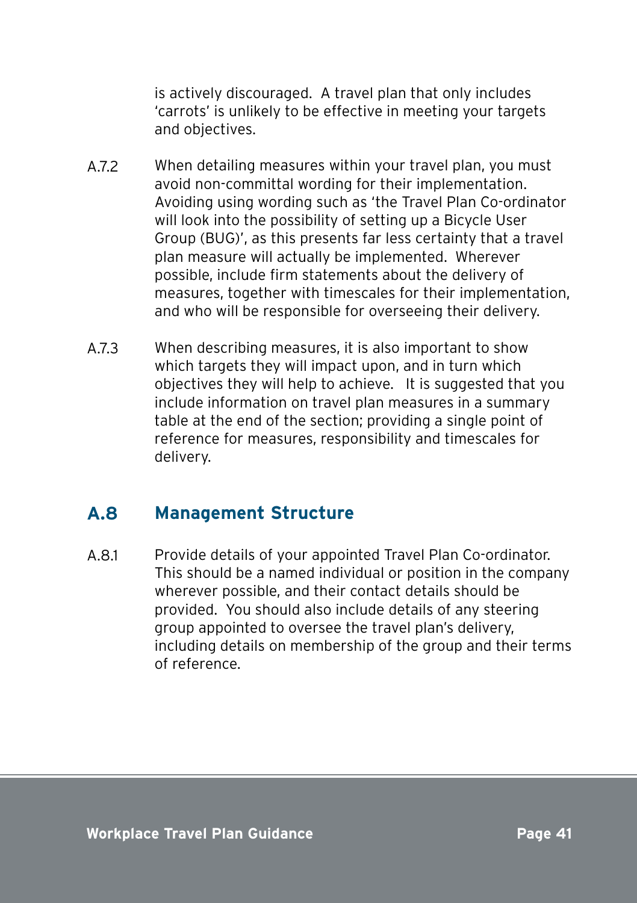is actively discouraged. A travel plan that only includes 'carrots' is unlikely to be effective in meeting your targets and objectives.

A.7.2 When detailing measures within your travel plan, you must avoid non-committal wording for their implementation. Avoiding using wording such as 'the Travel Plan Co-ordinator will look into the possibility of setting up a Bicycle User Group (BUG)', as this presents far less certainty that a travel plan measure will actually be implemented. Wherever possible, include firm statements about the delivery of measures, together with timescales for their implementation, and who will be responsible for overseeing their delivery.

A.7.3 When describing measures, it is also important to show which targets they will impact upon, and in turn which objectives they will help to achieve. It is suggested that you include information on travel plan measures in a summary table at the end of the section; providing a single point of reference for measures, responsibility and timescales for delivery.

## A.8 Management Structure

A.8.1 Provide details of your appointed Travel Plan Co-ordinator. This should be a named individual or position in the company wherever possible, and their contact details should be provided. You should also include details of any steering group appointed to oversee the travel plan's delivery, including details on membership of the group and their terms of reference.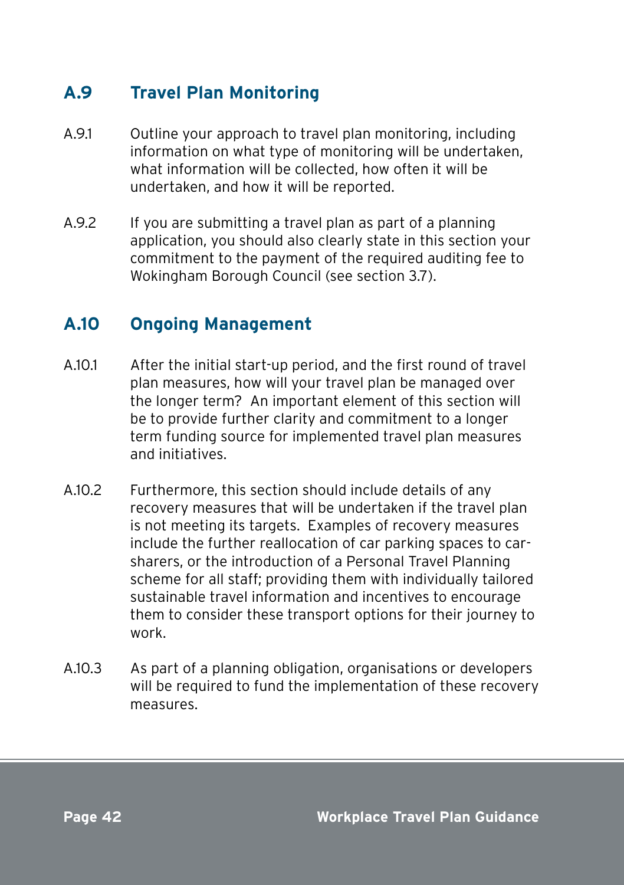## A.9 Travel Plan Monitoring

A.9.1 Outline your approach to travel plan monitoring, including information on what type of monitoring will be undertaken, what information will be collected, how often it will be undertaken, and how it will be reported.

A.9.2 If you are submitting a travel plan as part of a planning application, you should also clearly state in this section your commitment to the payment of the required auditing fee to Wokingham Borough Council (see section 3.7).

## A.10 Ongoing Management

A.10.1 After the initial start-up period, and the first round of travel plan measures, how will your travel plan be managed over the longer term? An important element of this section will be to provide further clarity and commitment to a longer term funding source for implemented travel plan measures and initiatives.

A.10.2 Furthermore, this section should include details of any recovery measures that will be undertaken if the travel plan is not meeting its targets. Examples of recovery measures include the further reallocation of car parking spaces to car-sharers, or the introduction of a Personal Travel Planning scheme for all staff; providing them with individually tailored sustainable travel information and incentives to encourage them to consider these transport options for their journey to work.

A.10.3 As part of a planning obligation, organisations or developers will be required to fund the implementation of these recovery measures.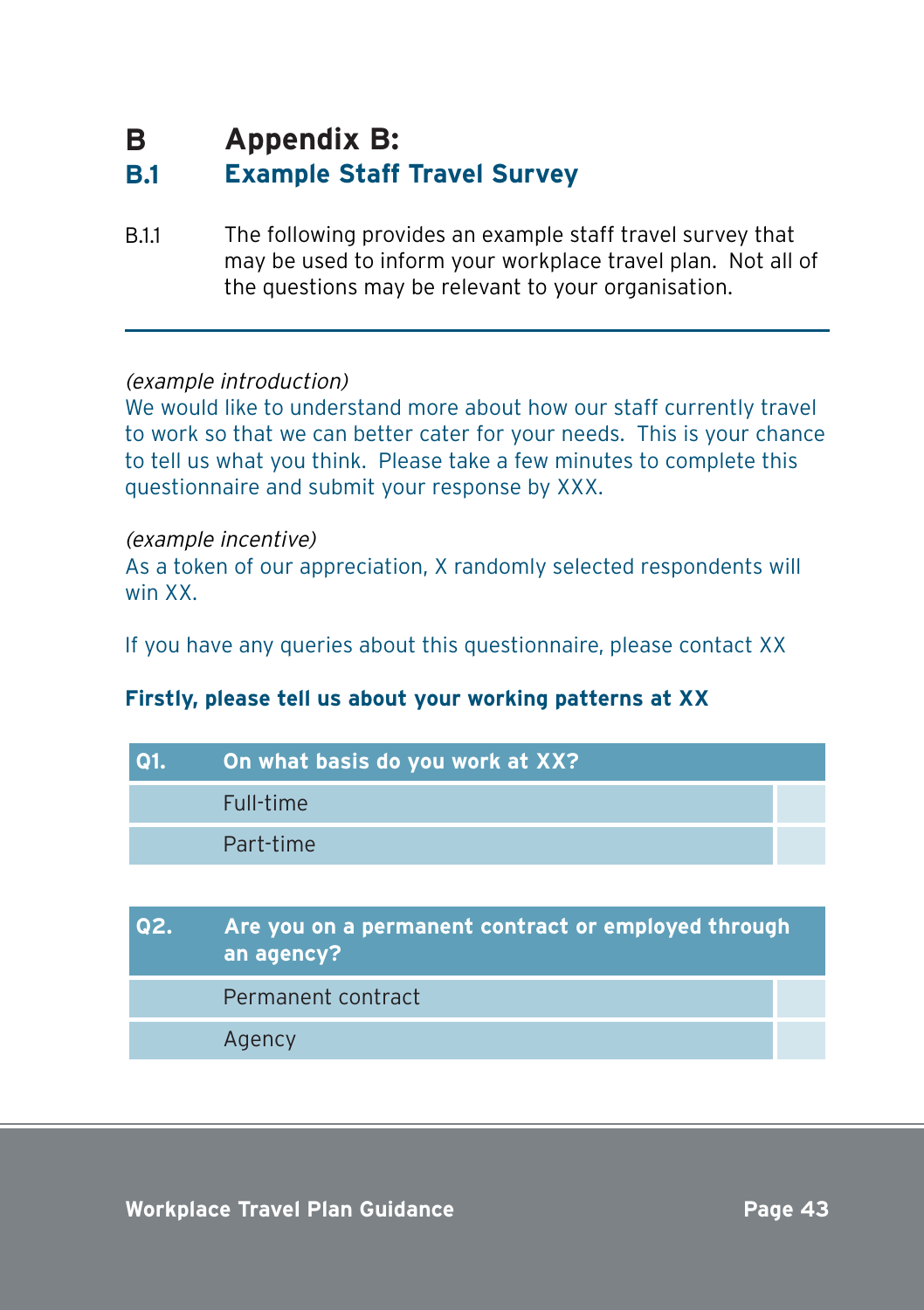# B Appendix B:

## B.1 Example Staff Travel Survey

B.1.1 The following provides an example staff travel survey that may be used to inform your workplace travel plan. Not all of the questions may be relevant to your organisation.

---

*(example introduction)*

We would like to understand more about how our staff currently travel to work so that we can better cater for your needs. This is your chance to tell us what you think. Please take a few minutes to complete this questionnaire and submit your response by XXX.

*(example incentive)*

As a token of our appreciation, X randomly selected respondents will win XX.

If you have any queries about this questionnaire, please contact XX

**Firstly, please tell us about your working patterns at XX**

| Q1. | On what basis do you work at XX? | |
|---|---|---|
| | Full-time | |
| | Part-time | |

| Q2. | Are you on a permanent contract or employed through an agency? | |
|---|---|---|
| | Permanent contract | |
| | Agency | |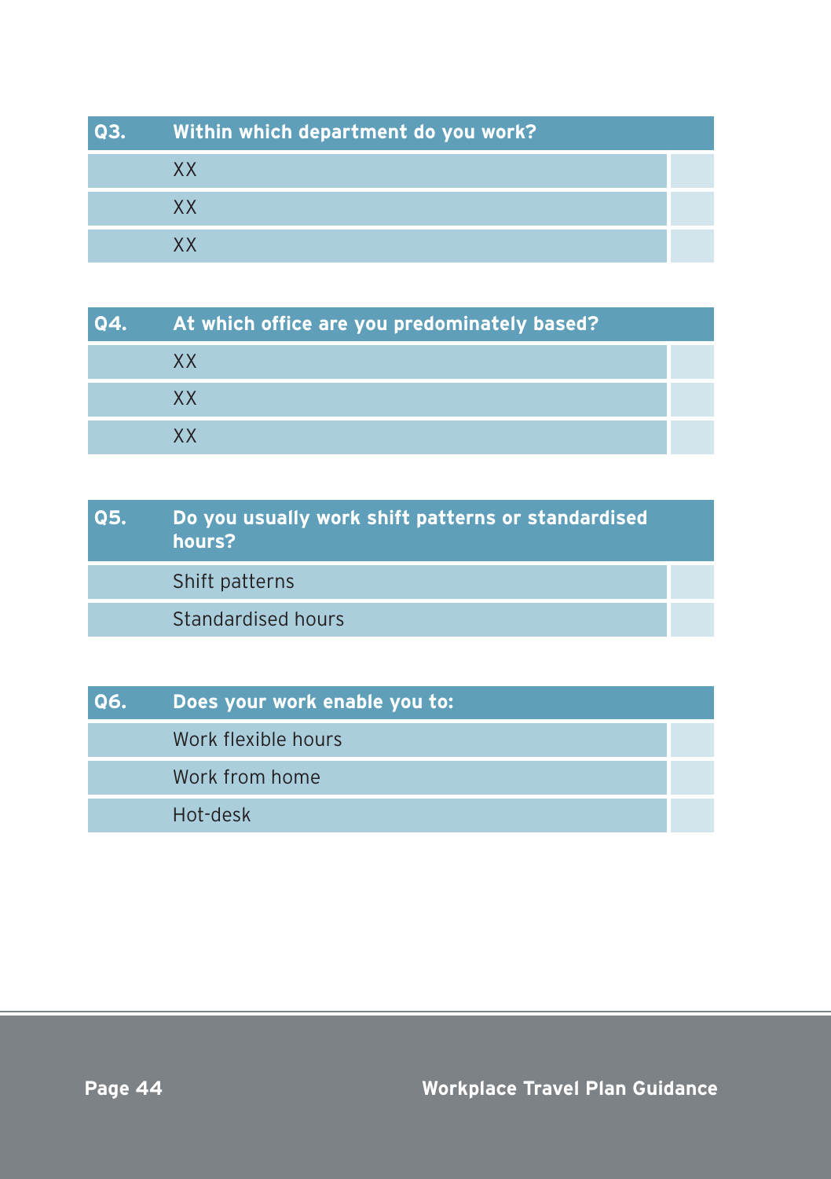| Q3. | Within which department do you work? | |
|---|---|---|
| | XX | |
| | XX | |
| | XX | |

| Q4. | At which office are you predominately based? | |
|---|---|---|
| | XX | |
| | XX | |
| | XX | |

| Q5. | Do you usually work shift patterns or standardised hours? | |
|---|---|---|
| | Shift patterns | |
| | Standardised hours | |

| Q6. | Does your work enable you to: | |
|---|---|---|
| | Work flexible hours | |
| | Work from home | |
| | Hot-desk | |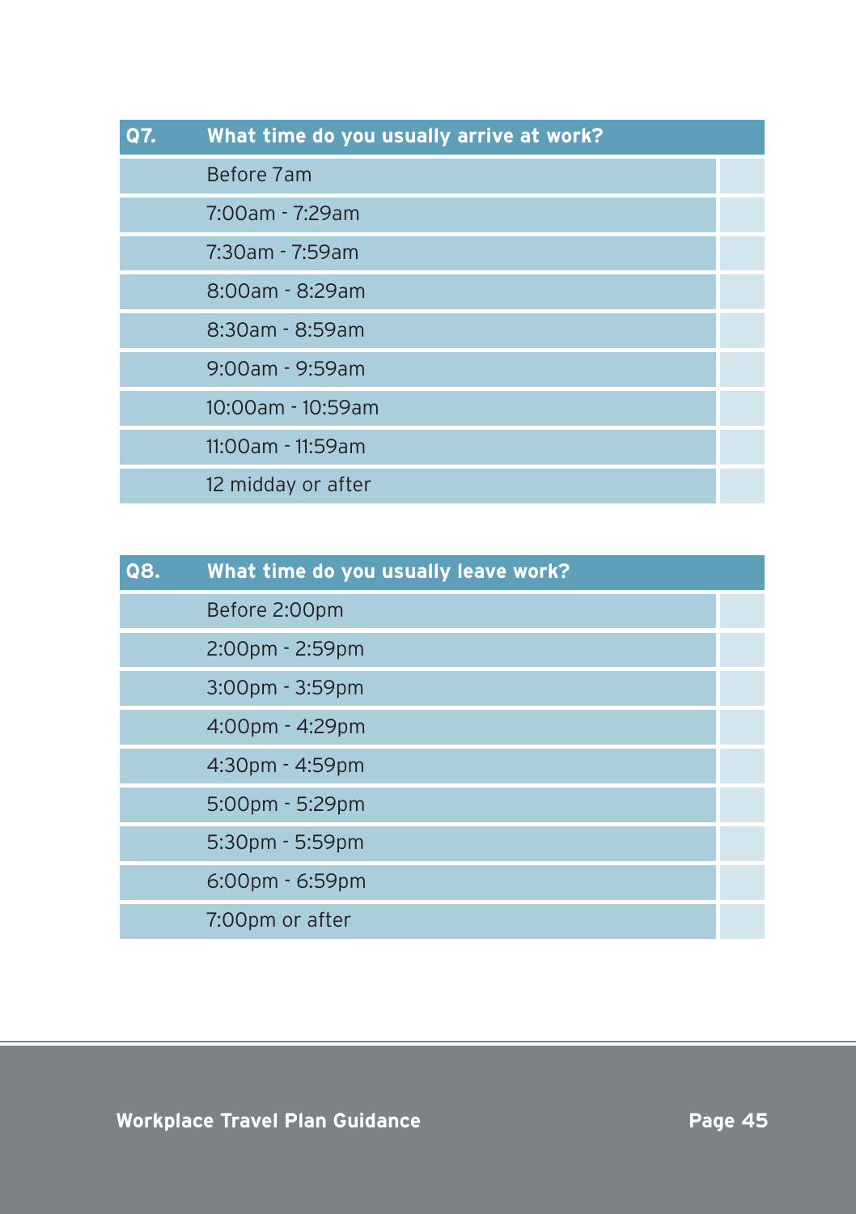| Q7. | What time do you usually arrive at work? | |
|---|---|---|
| | Before 7am | |
| | 7:00am - 7:29am | |
| | 7:30am - 7:59am | |
| | 8:00am - 8:29am | |
| | 8:30am - 8:59am | |
| | 9:00am - 9:59am | |
| | 10:00am - 10:59am | |
| | 11:00am - 11:59am | |
| | 12 midday or after | |

| Q8. | What time do you usually leave work? | |
|---|---|---|
| | Before 2:00pm | |
| | 2:00pm - 2:59pm | |
| | 3:00pm - 3:59pm | |
| | 4:00pm - 4:29pm | |
| | 4:30pm - 4:59pm | |
| | 5:00pm - 5:29pm | |
| | 5:30pm - 5:59pm | |
| | 6:00pm - 6:59pm | |
| | 7:00pm or after | |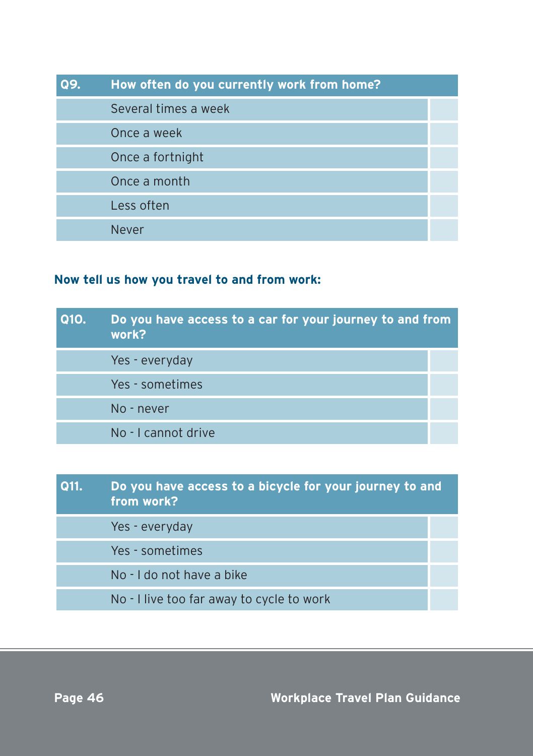| Q9. | How often do you currently work from home? | |
|---|---|---|
| | Several times a week | |
| | Once a week | |
| | Once a fortnight | |
| | Once a month | |
| | Less often | |
| | Never | |

**Now tell us how you travel to and from work:**

| Q10. | Do you have access to a car for your journey to and from work? | |
|---|---|---|
| | Yes - everyday | |
| | Yes - sometimes | |
| | No - never | |
| | No - I cannot drive | |

| Q11. | Do you have access to a bicycle for your journey to and from work? | |
|---|---|---|
| | Yes - everyday | |
| | Yes - sometimes | |
| | No - I do not have a bike | |
| | No - I live too far away to cycle to work | |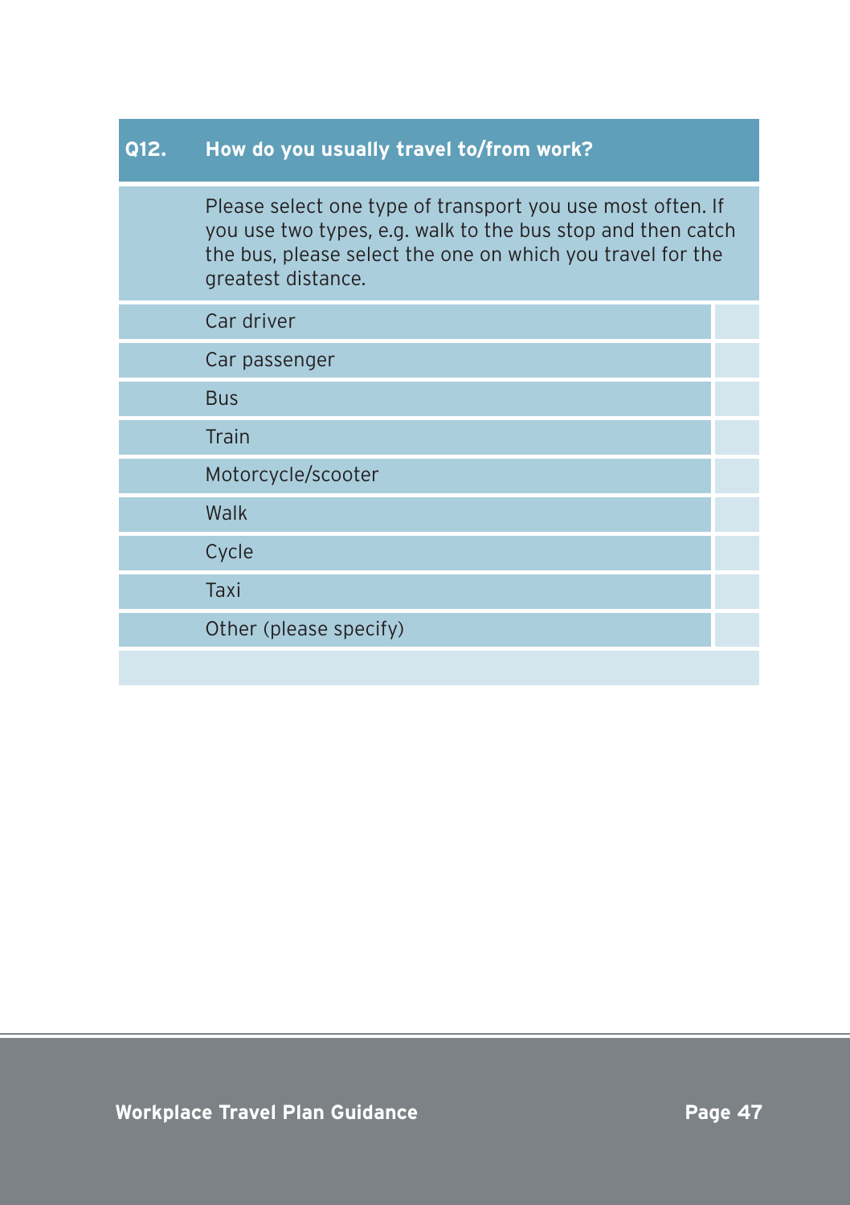| Q12. | How do you usually travel to/from work? | |
|---|---|---|
| | Please select one type of transport you use most often. If you use two types, e.g. walk to the bus stop and then catch the bus, please select the one on which you travel for the greatest distance. | |
| | Car driver | |
| | Car passenger | |
| | Bus | |
| | Train | |
| | Motorcycle/scooter | |
| | Walk | |
| | Cycle | |
| | Taxi | |
| | Other (please specify) | |
| | | |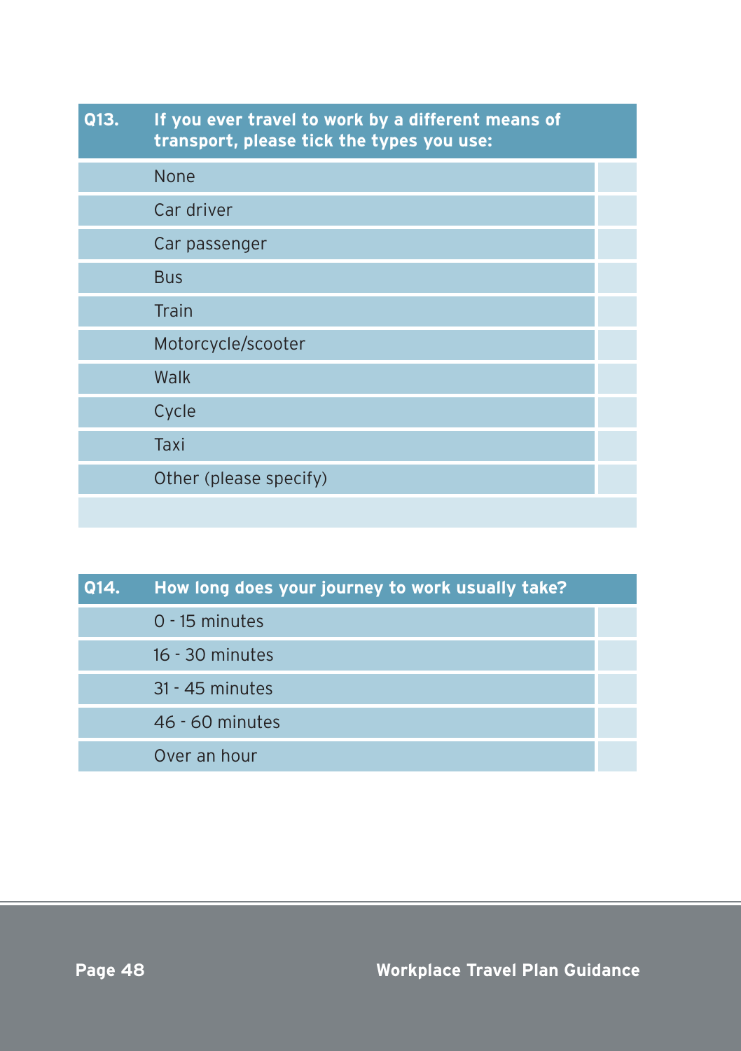| Q13. | If you ever travel to work by a different means of transport, please tick the types you use: | |
|---|---|---|
| | None | |
| | Car driver | |
| | Car passenger | |
| | Bus | |
| | Train | |
| | Motorcycle/scooter | |
| | Walk | |
| | Cycle | |
| | Taxi | |
| | Other (please specify) | |
| | | |

| Q14. | How long does your journey to work usually take? | |
|---|---|---|
| | 0 - 15 minutes | |
| | 16 - 30 minutes | |
| | 31 - 45 minutes | |
| | 46 - 60 minutes | |
| | Over an hour | |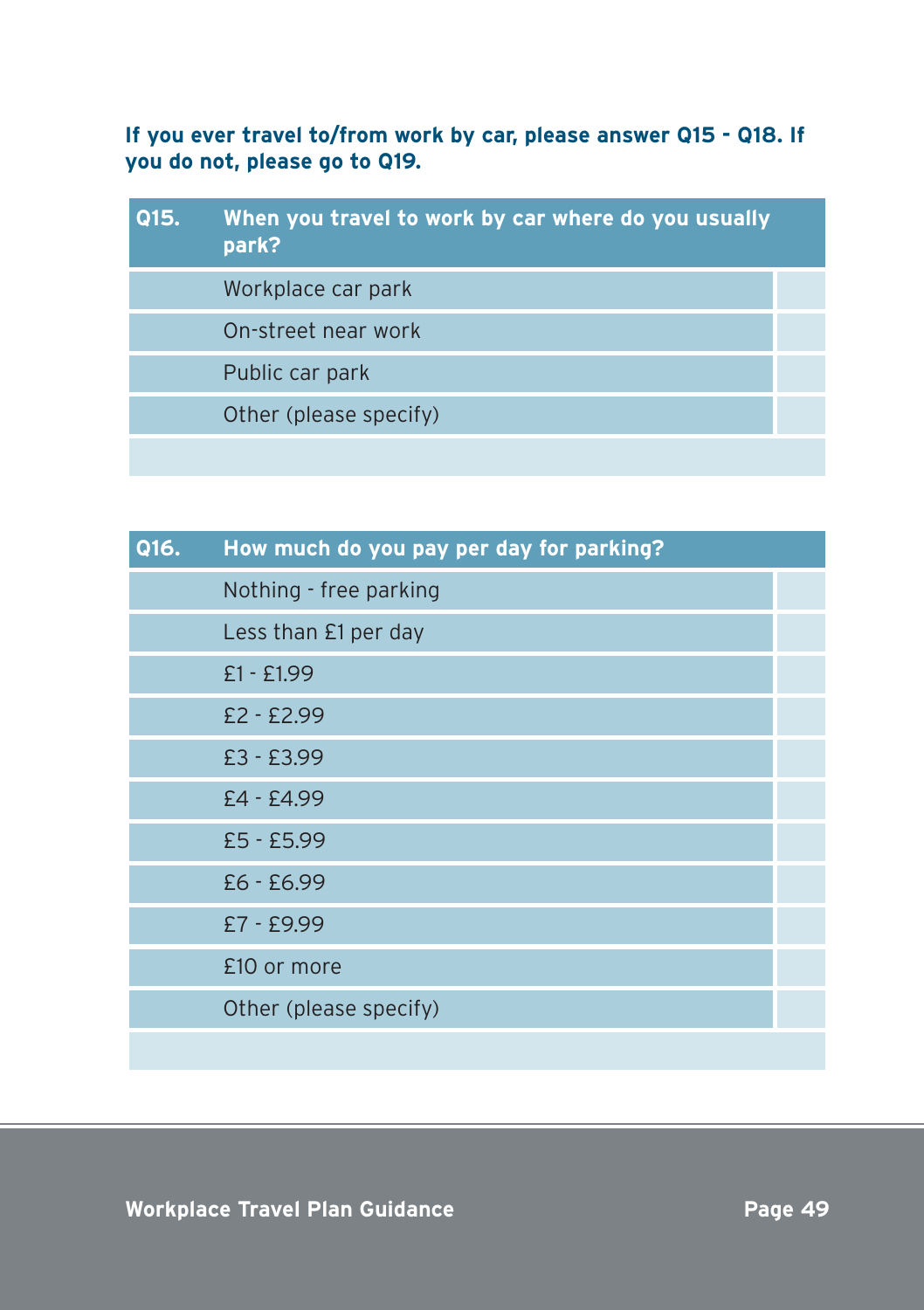**If you ever travel to/from work by car, please answer Q15 - Q18. If you do not, please go to Q19.**

| Q15. | When you travel to work by car where do you usually park? | |
|---|---|---|
| | Workplace car park | |
| | On-street near work | |
| | Public car park | |
| | Other (please specify) | |
| | | |

| Q16. | How much do you pay per day for parking? | |
|---|---|---|
| | Nothing - free parking | |
| | Less than £1 per day | |
| | £1 - £1.99 | |
| | £2 - £2.99 | |
| | £3 - £3.99 | |
| | £4 - £4.99 | |
| | £5 - £5.99 | |
| | £6 - £6.99 | |
| | £7 - £9.99 | |
| | £10 or more | |
| | Other (please specify) | |
| | | |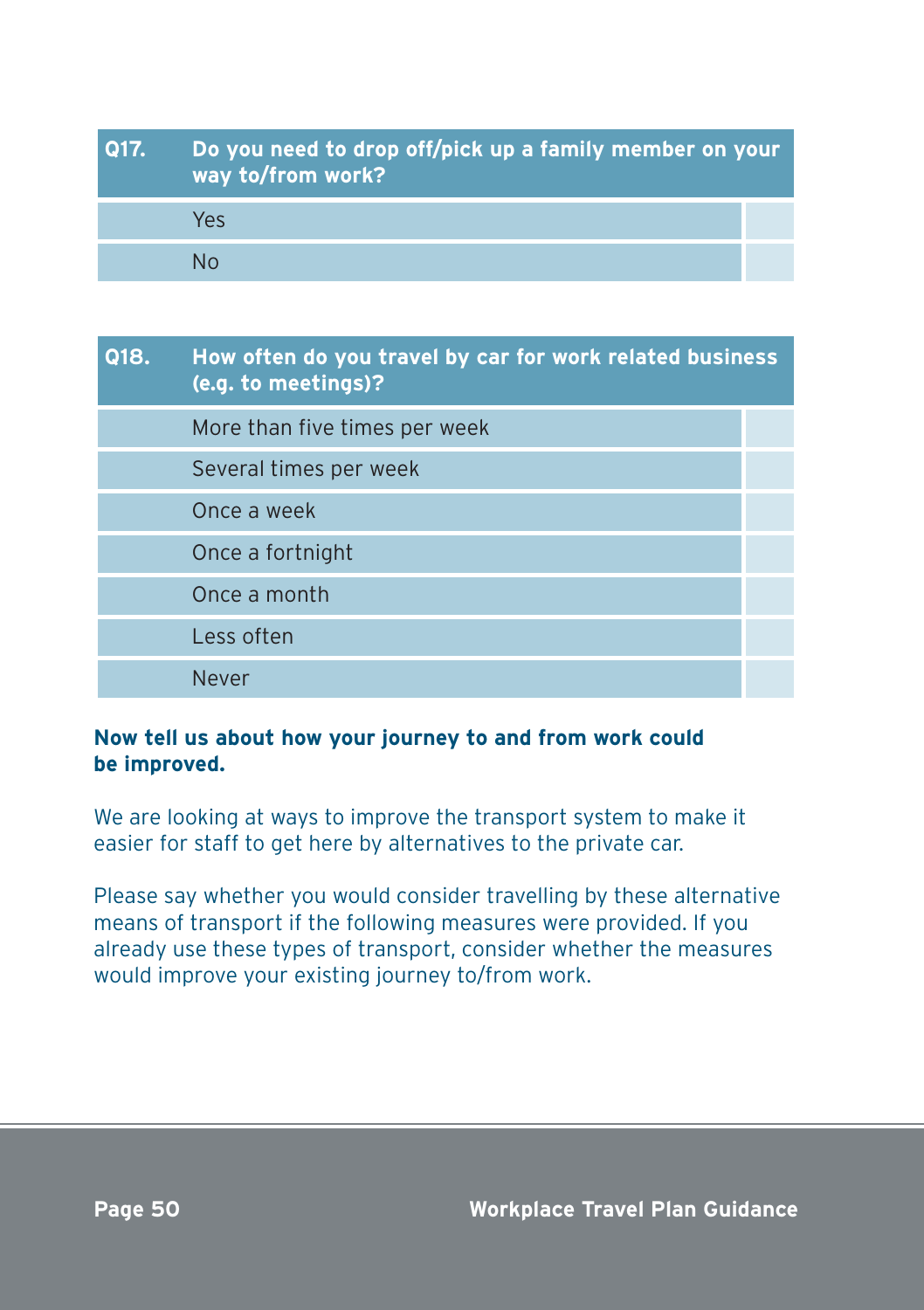| Q17. | Do you need to drop off/pick up a family member on your way to/from work? | |
|---|---|---|
| | Yes | |
| | No | |

| Q18. | How often do you travel by car for work related business (e.g. to meetings)? | |
|---|---|---|
| | More than five times per week | |
| | Several times per week | |
| | Once a week | |
| | Once a fortnight | |
| | Once a month | |
| | Less often | |
| | Never | |

**Now tell us about how your journey to and from work could be improved.**

We are looking at ways to improve the transport system to make it easier for staff to get here by alternatives to the private car.

Please say whether you would consider travelling by these alternative means of transport if the following measures were provided. If you already use these types of transport, consider whether the measures would improve your existing journey to/from work.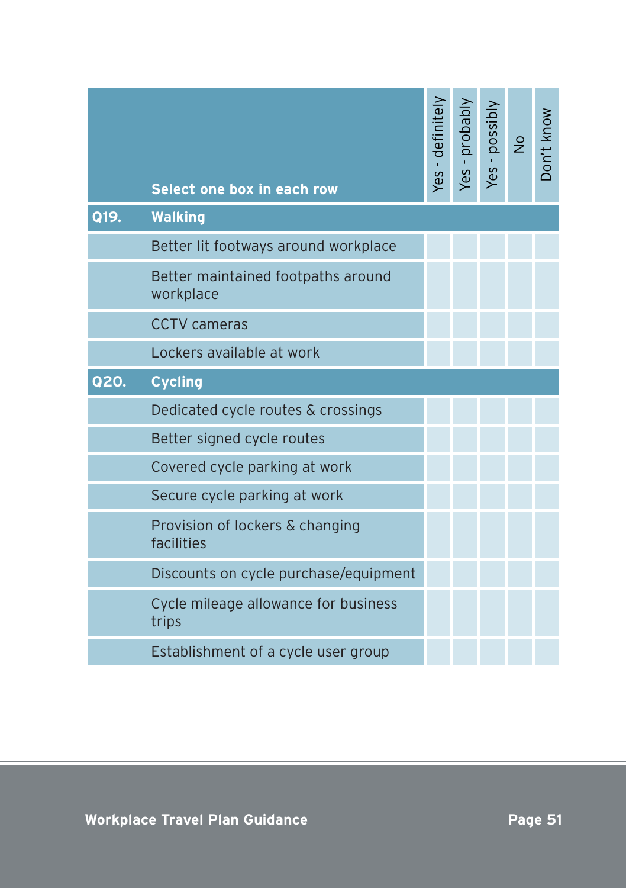| | Select one box in each row | Yes - definitely | Yes - probably | Yes - possibly | No | Don't know |
|---|---|---|---|---|---|---|
| **Q19.** | **Walking** | | | | | |
| | Better lit footways around workplace | | | | | |
| | Better maintained footpaths around workplace | | | | | |
| | CCTV cameras | | | | | |
| | Lockers available at work | | | | | |
| **Q20.** | **Cycling** | | | | | |
| | Dedicated cycle routes & crossings | | | | | |
| | Better signed cycle routes | | | | | |
| | Covered cycle parking at work | | | | | |
| | Secure cycle parking at work | | | | | |
| | Provision of lockers & changing facilities | | | | | |
| | Discounts on cycle purchase/equipment | | | | | |
| | Cycle mileage allowance for business trips | | | | | |
| | Establishment of a cycle user group | | | | | |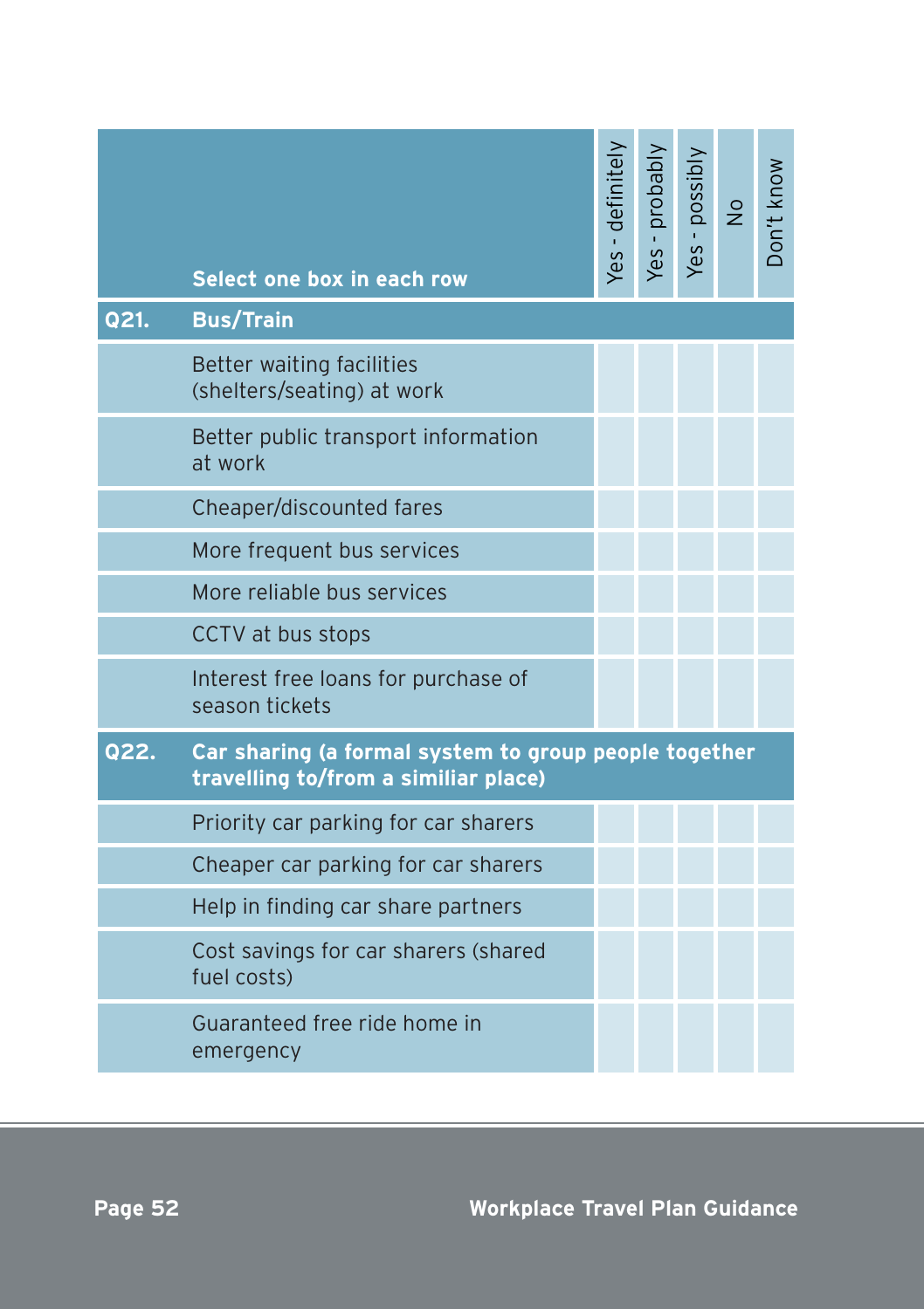| | Select one box in each row | Yes - definitely | Yes - probably | Yes - possibly | No | Don't know |
|---|---|---|---|---|---|---|
| **Q21.** | **Bus/Train** | | | | | |
| | Better waiting facilities (shelters/seating) at work | | | | | |
| | Better public transport information at work | | | | | |
| | Cheaper/discounted fares | | | | | |
| | More frequent bus services | | | | | |
| | More reliable bus services | | | | | |
| | CCTV at bus stops | | | | | |
| | Interest free loans for purchase of season tickets | | | | | |
| **Q22.** | **Car sharing (a formal system to group people together travelling to/from a similiar place)** | | | | | |
| | Priority car parking for car sharers | | | | | |
| | Cheaper car parking for car sharers | | | | | |
| | Help in finding car share partners | | | | | |
| | Cost savings for car sharers (shared fuel costs) | | | | | |
| | Guaranteed free ride home in emergency | | | | | |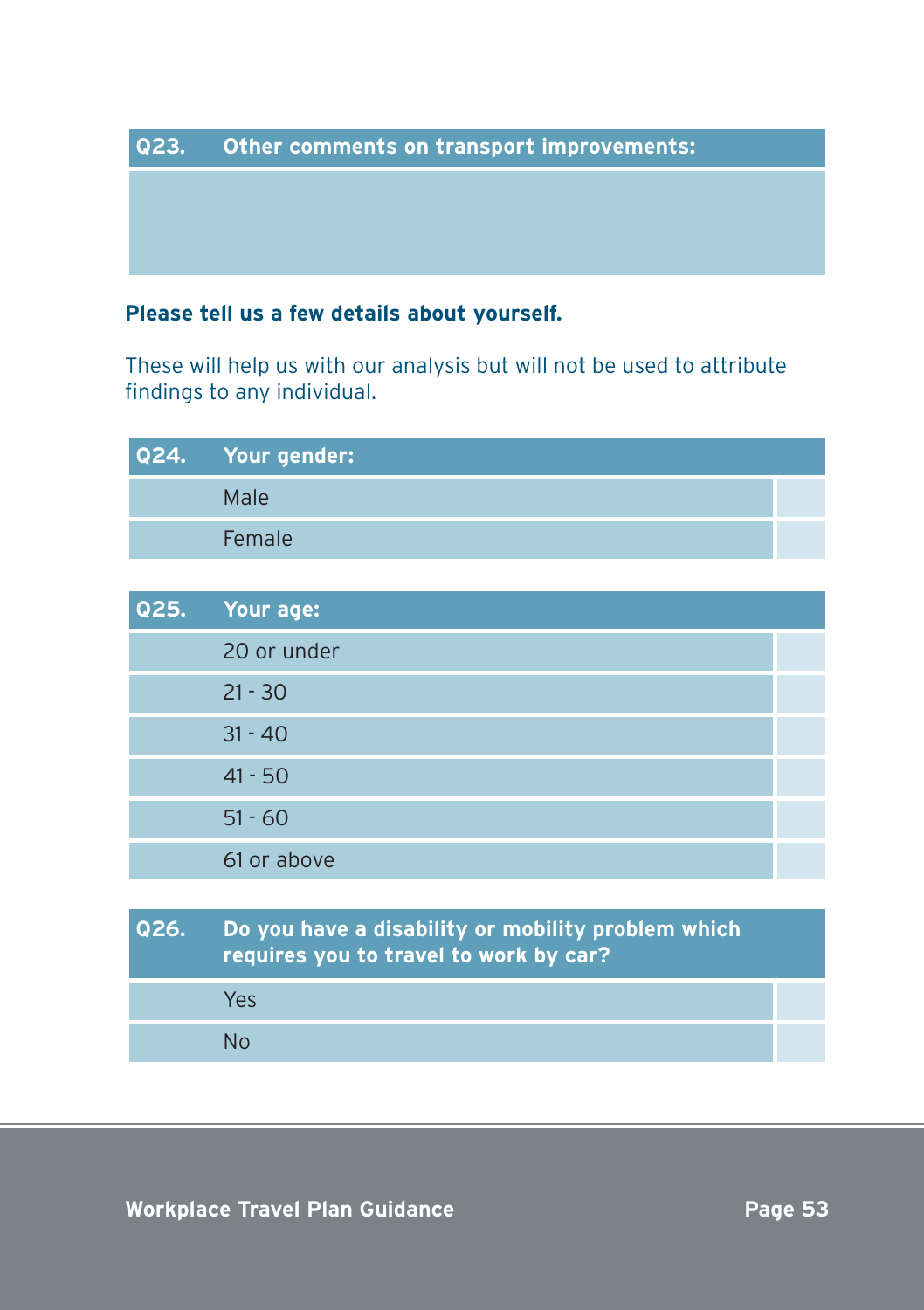| Q23. | Other comments on transport improvements: |
|---|---|
| | |

**Please tell us a few details about yourself.**

These will help us with our analysis but will not be used to attribute findings to any individual.

| Q24. | Your gender: | |
|---|---|---|
| | Male | |
| | Female | |

| Q25. | Your age: | |
|---|---|---|
| | 20 or under | |
| | 21 - 30 | |
| | 31 - 40 | |
| | 41 - 50 | |
| | 51 - 60 | |
| | 61 or above | |

| Q26. | Do you have a disability or mobility problem which requires you to travel to work by car? | |
|---|---|---|
| | Yes | |
| | No | |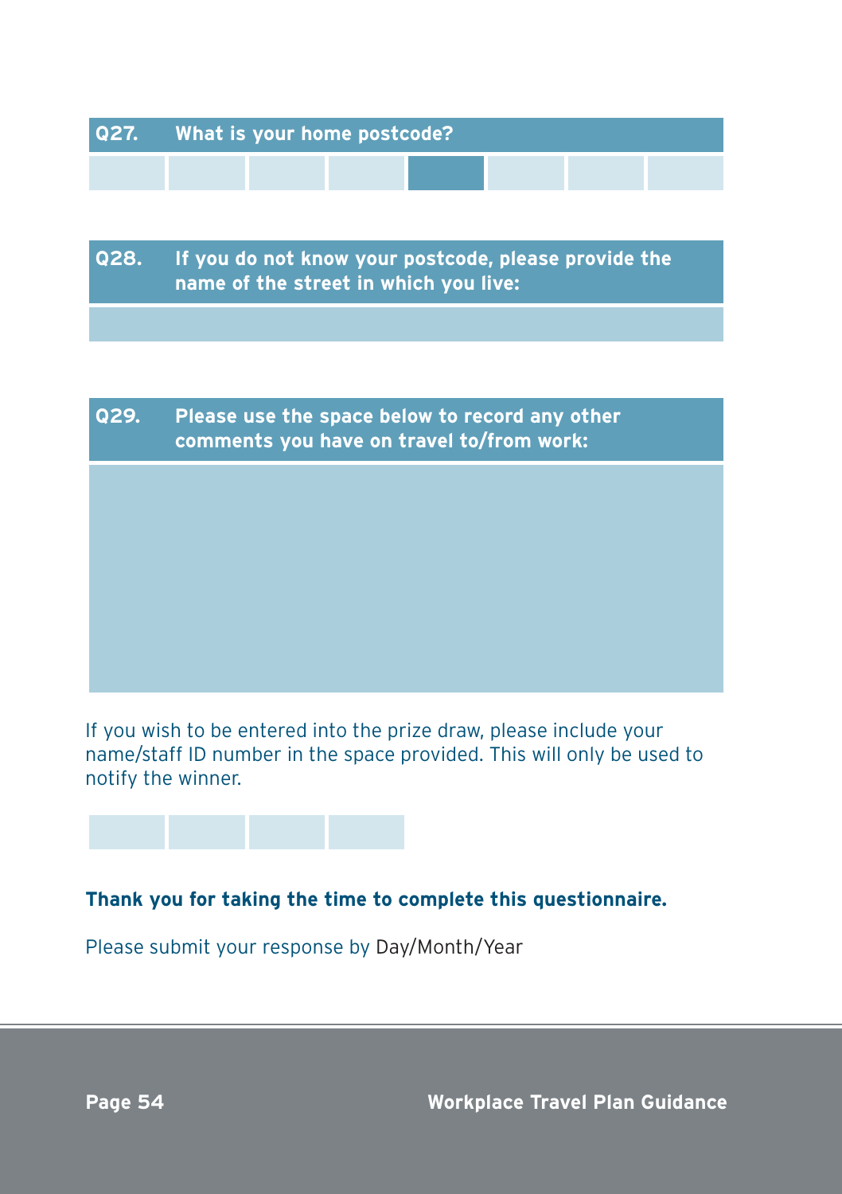**Q27. What is your home postcode?**

| | | | | | | | |
|---|---|---|---|---|---|---|---|
| | | | | | | | |

**Q28. If you do not know your postcode, please provide the name of the street in which you live:**

**Q29. Please use the space below to record any other comments you have on travel to/from work:**

If you wish to be entered into the prize draw, please include your name/staff ID number in the space provided. This will only be used to notify the winner.

**Thank you for taking the time to complete this questionnaire.**

Please submit your response by Day/Month/Year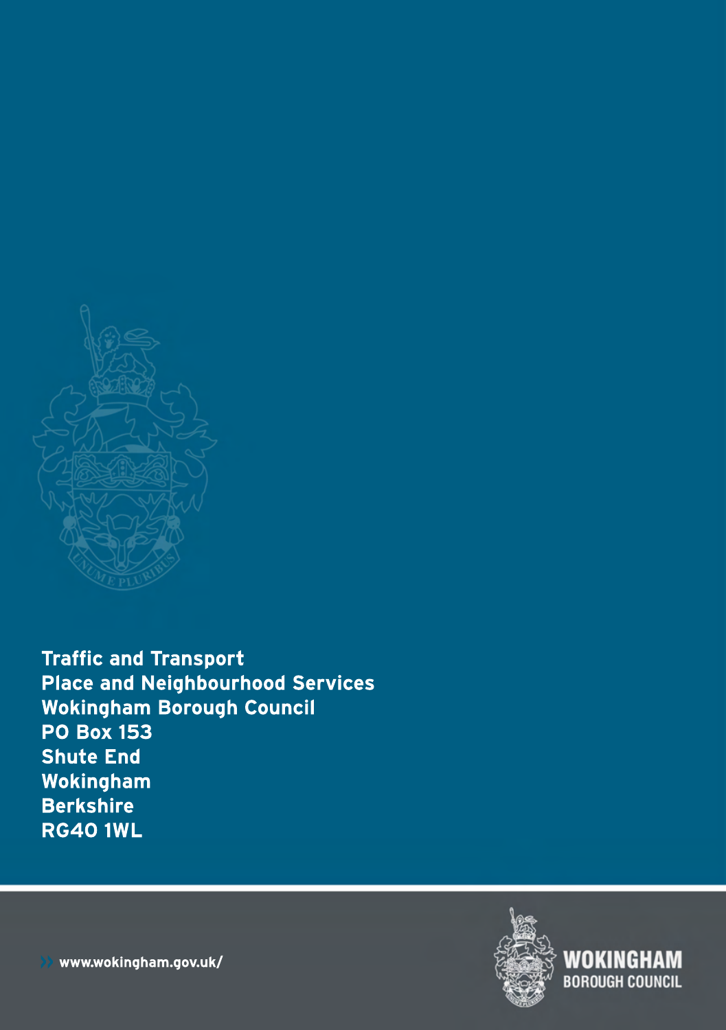**Traffic and Transport**
**Place and Neighbourhood Services**
**Wokingham Borough Council**
**PO Box 153**
**Shute End**
**Wokingham**
**Berkshire**
**RG40 1WL**

›› **www.wokingham.gov.uk/**

WOKINGHAM
BOROUGH COUNCIL